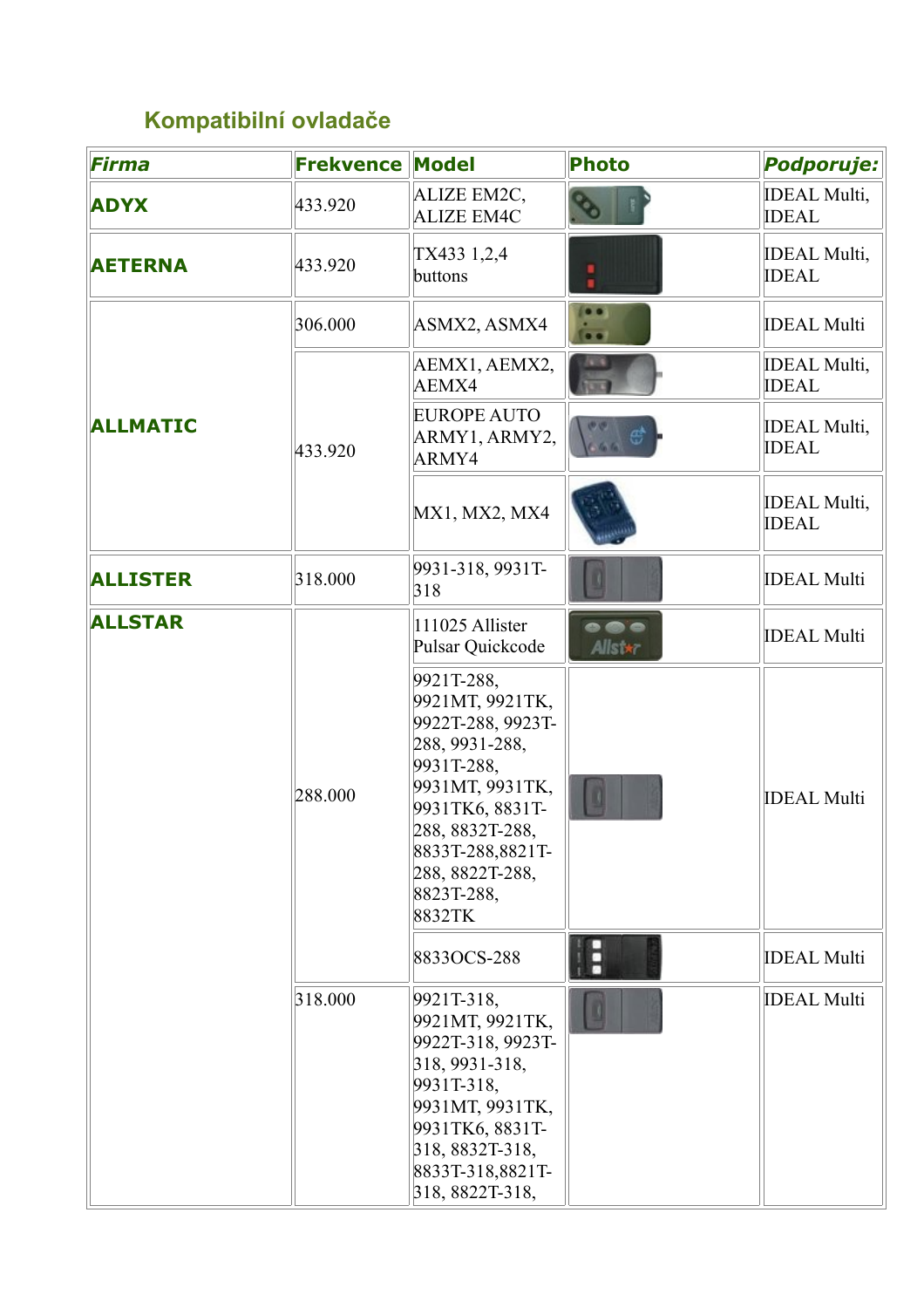## Kompatibilní ovladače

| *Firma* | Frekvence | Model | Photo | *Podporuje:* |
|---|---|---|---|---|
| **ADYX** | 433.920 | ALIZE EM2C, ALIZE EM4C | | IDEAL Multi, IDEAL |
| **AETERNA** | 433.920 | TX433 1,2,4 buttons | | IDEAL Multi, IDEAL |
| **ALLMATIC** | 306.000 | ASMX2, ASMX4 | | IDEAL Multi |
| | 433.920 | AEMX1, AEMX2, AEMX4 | | IDEAL Multi, IDEAL |
| | | EUROPE AUTO ARMY1, ARMY2, ARMY4 | | IDEAL Multi, IDEAL |
| | | MX1, MX2, MX4 | | IDEAL Multi, IDEAL |
| **ALLISTER** | 318.000 | 9931-318, 9931T-318 | | IDEAL Multi |
| **ALLSTAR** | 288.000 | 111025 Allister Pulsar Quickcode | | IDEAL Multi |
| | | 9921T-288, 9921MT, 9921TK, 9922T-288, 9923T-288, 9931-288, 9931T-288, 9931MT, 9931TK, 9931TK6, 8831T-288, 8832T-288, 8833T-288,8821T-288, 8822T-288, 8823T-288, 8832TK | | IDEAL Multi |
| | | 8833OCS-288 | | IDEAL Multi |
| | 318.000 | 9921T-318, 9921MT, 9921TK, 9922T-318, 9923T-318, 9931-318, 9931T-318, 9931MT, 9931TK, 9931TK6, 8831T-318, 8832T-318, 8833T-318,8821T-318, 8822T-318, | | IDEAL Multi |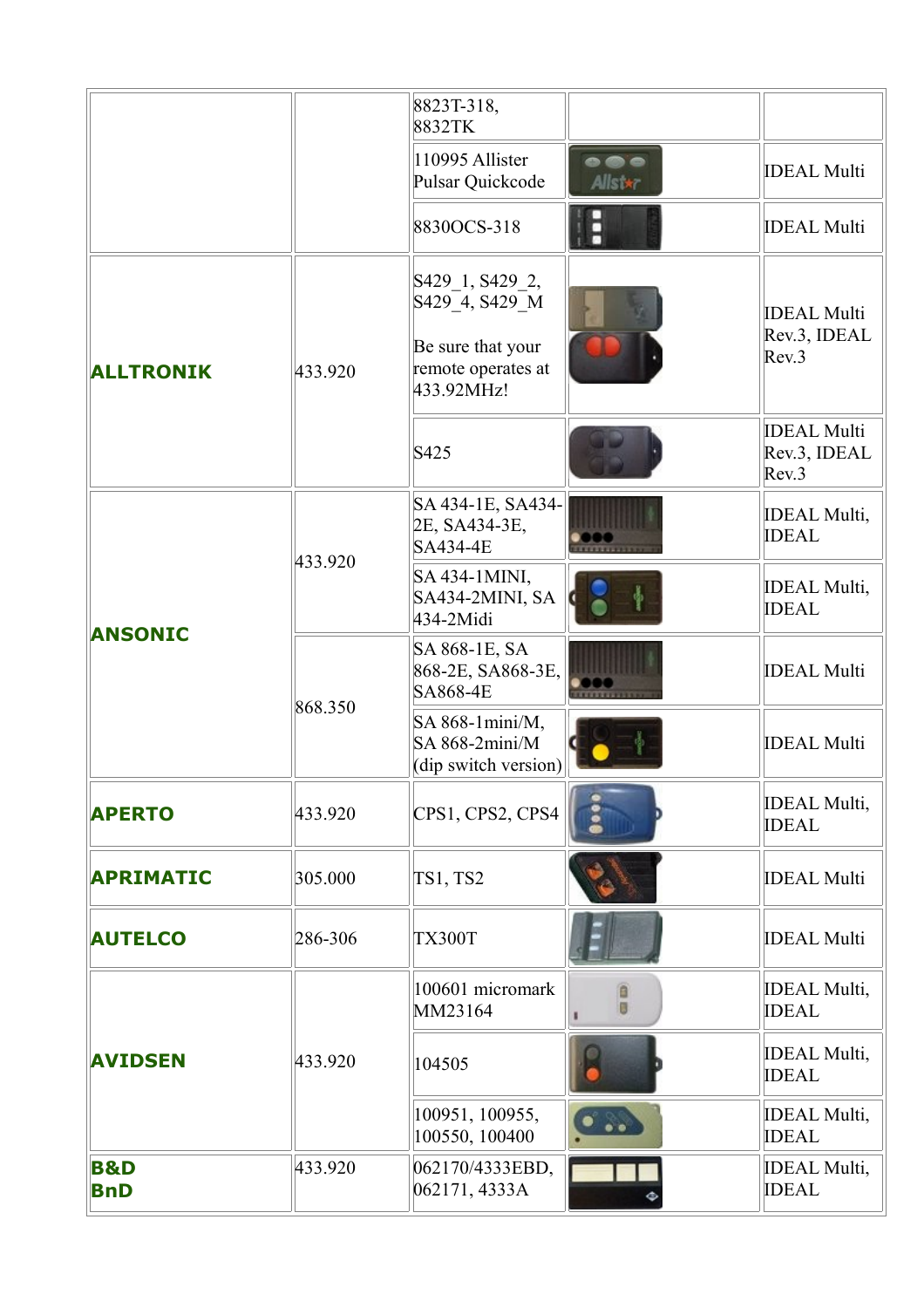| | | | | |
|---|---|---|---|---|
| | | 8823T-318, 8832TK | | |
| | | 110995 Allister Pulsar Quickcode | | IDEAL Multi |
| | | 8830OCS-318 | | IDEAL Multi |
| **ALLTRONIK** | 433.920 | S429_1, S429_2, S429_4, S429_M<br><br>Be sure that your remote operates at 433.92MHz! | | IDEAL Multi Rev.3, IDEAL Rev.3 |
| | | S425 | | IDEAL Multi Rev.3, IDEAL Rev.3 |
| **ANSONIC** | 433.920 | SA 434-1E, SA434-2E, SA434-3E, SA434-4E | | IDEAL Multi, IDEAL |
| | | SA 434-1MINI, SA434-2MINI, SA 434-2Midi | | IDEAL Multi, IDEAL |
| | 868.350 | SA 868-1E, SA 868-2E, SA868-3E, SA868-4E | | IDEAL Multi |
| | | SA 868-1mini/M, SA 868-2mini/M (dip switch version) | | IDEAL Multi |
| **APERTO** | 433.920 | CPS1, CPS2, CPS4 | | IDEAL Multi, IDEAL |
| **APRIMATIC** | 305.000 | TS1, TS2 | | IDEAL Multi |
| **AUTELCO** | 286-306 | TX300T | | IDEAL Multi |
| **AVIDSEN** | 433.920 | 100601 micromark MM23164 | | IDEAL Multi, IDEAL |
| | | 104505 | | IDEAL Multi, IDEAL |
| | | 100951, 100955, 100550, 100400 | | IDEAL Multi, IDEAL |
| **B&D BnD** | 433.920 | 062170/4333EBD, 062171, 4333A | | IDEAL Multi, IDEAL |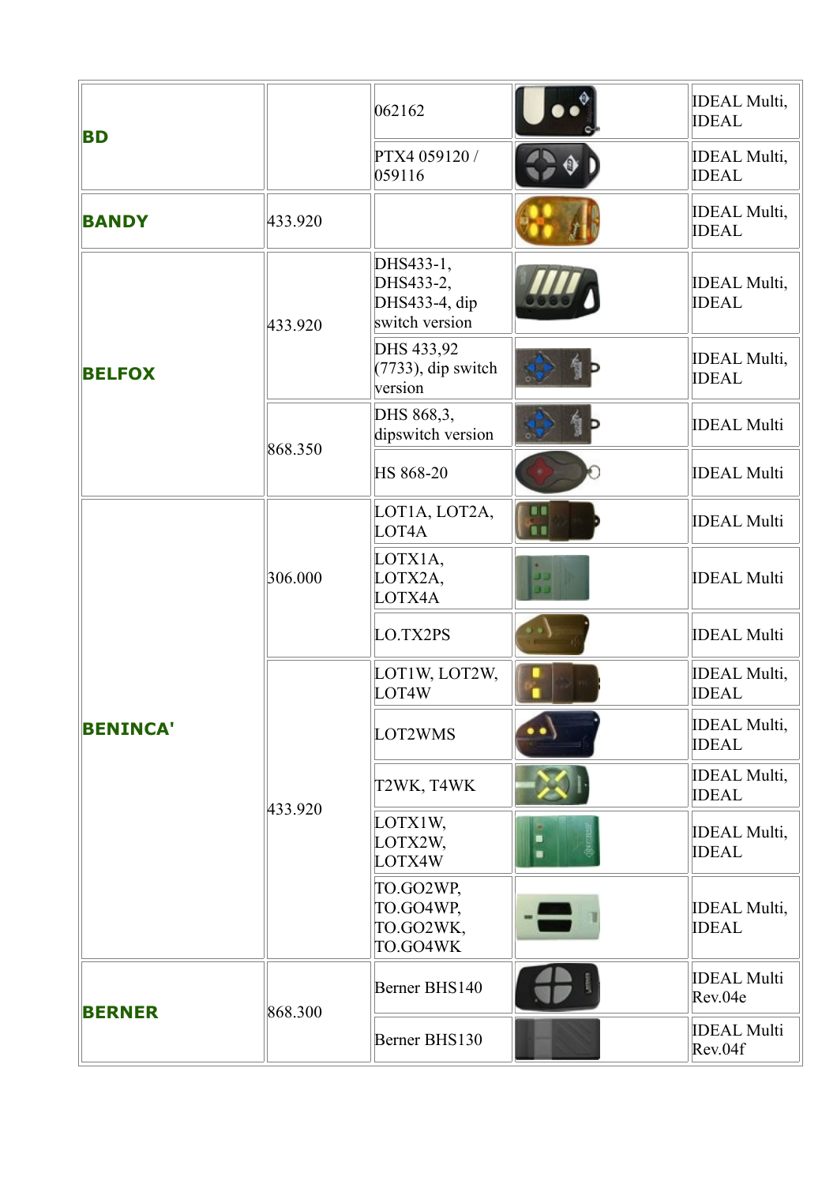| | | | | |
|---|---|---|---|---|
| **BD** | | 062162 | | IDEAL Multi, IDEAL |
| | | PTX4 059120 / 059116 | | IDEAL Multi, IDEAL |
| **BANDY** | 433.920 | | | IDEAL Multi, IDEAL |
| **BELFOX** | 433.920 | DHS433-1, DHS433-2, DHS433-4, dip switch version | | IDEAL Multi, IDEAL |
| | | DHS 433,92 (7733), dip switch version | | IDEAL Multi, IDEAL |
| | 868.350 | DHS 868,3, dipswitch version | | IDEAL Multi |
| | | HS 868-20 | | IDEAL Multi |
| **BENINCA'** | 306.000 | LOT1A, LOT2A, LOT4A | | IDEAL Multi |
| | | LOTX1A, LOTX2A, LOTX4A | | IDEAL Multi |
| | | LO.TX2PS | | IDEAL Multi |
| | 433.920 | LOT1W, LOT2W, LOT4W | | IDEAL Multi, IDEAL |
| | | LOT2WMS | | IDEAL Multi, IDEAL |
| | | T2WK, T4WK | | IDEAL Multi, IDEAL |
| | | LOTX1W, LOTX2W, LOTX4W | | IDEAL Multi, IDEAL |
| | | TO.GO2WP, TO.GO4WP, TO.GO2WK, TO.GO4WK | | IDEAL Multi, IDEAL |
| **BERNER** | 868.300 | Berner BHS140 | | IDEAL Multi Rev.04e |
| | | Berner BHS130 | | IDEAL Multi Rev.04f |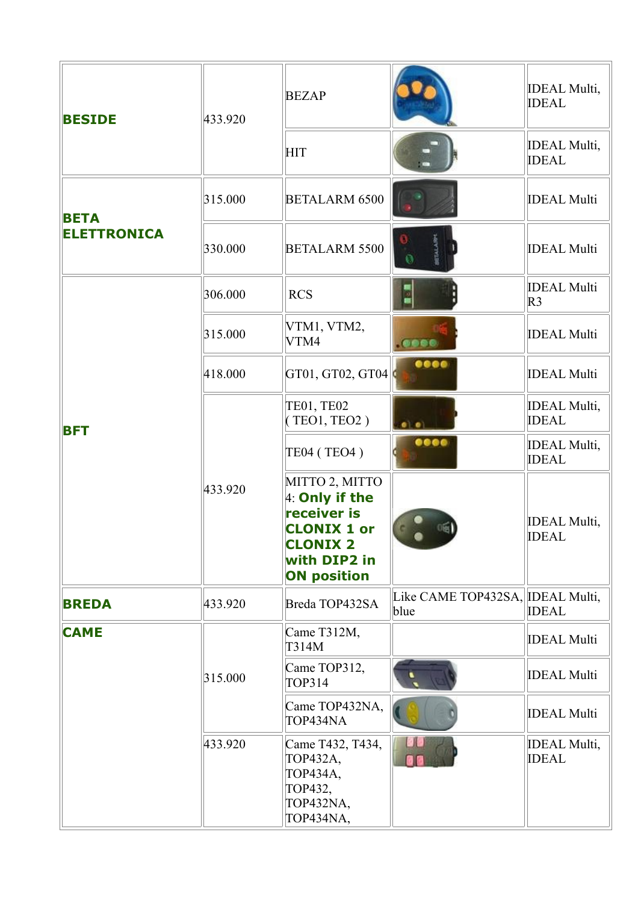| | | | | |
|---|---|---|---|---|
| **BESIDE** | 433.920 | BEZAP | | IDEAL Multi, IDEAL |
| | | HIT | | IDEAL Multi, IDEAL |
| **BETA ELETTRONICA** | 315.000 | BETALARM 6500 | | IDEAL Multi |
| | 330.000 | BETALARM 5500 | | IDEAL Multi |
| **BFT** | 306.000 | RCS | | IDEAL Multi R3 |
| | 315.000 | VTM1, VTM2, VTM4 | | IDEAL Multi |
| | 418.000 | GT01, GT02, GT04 | | IDEAL Multi |
| | 433.920 | TE01, TE02 ( TEO1, TEO2 ) | | IDEAL Multi, IDEAL |
| | | TE04 ( TEO4 ) | | IDEAL Multi, IDEAL |
| | | MITTO 2, MITTO 4: **Only if the receiver is CLONIX 1 or CLONIX 2 with DIP2 in ON position** | | IDEAL Multi, IDEAL |
| **BREDA** | 433.920 | Breda TOP432SA | Like CAME TOP432SA, blue | IDEAL Multi, IDEAL |
| **CAME** | 315.000 | Came T312M, T314M | | IDEAL Multi |
| | | Came TOP312, TOP314 | | IDEAL Multi |
| | | Came TOP432NA, TOP434NA | | IDEAL Multi |
| | 433.920 | Came T432, T434, TOP432A, TOP434A, TOP432, TOP432NA, TOP434NA, | | IDEAL Multi, IDEAL |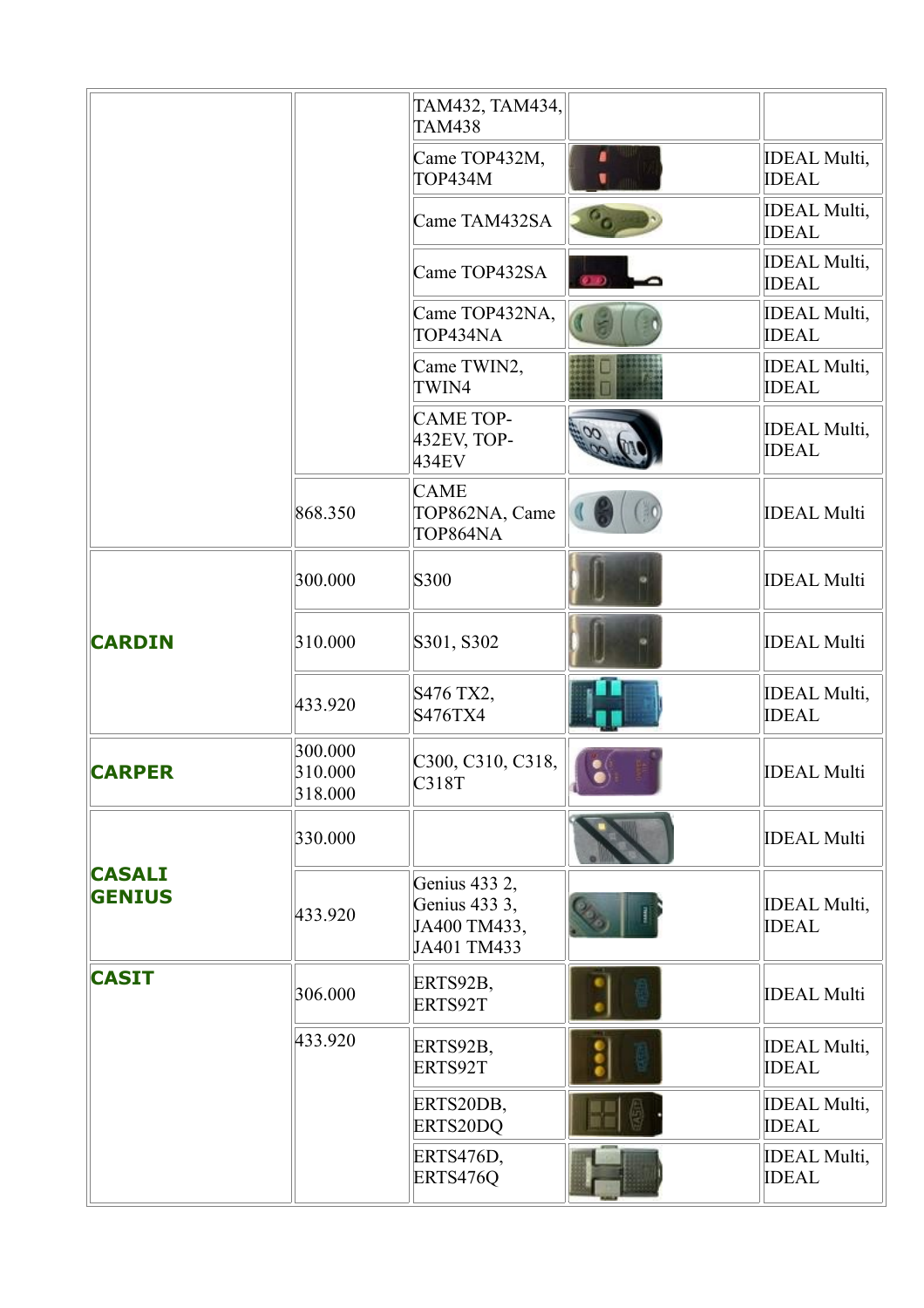| | | | | |
|---|---|---|---|---|
| | | TAM432, TAM434, TAM438 | | |
| | | Came TOP432M, TOP434M | | IDEAL Multi, IDEAL |
| | | Came TAM432SA | | IDEAL Multi, IDEAL |
| | | Came TOP432SA | | IDEAL Multi, IDEAL |
| | | Came TOP432NA, TOP434NA | | IDEAL Multi, IDEAL |
| | | Came TWIN2, TWIN4 | | IDEAL Multi, IDEAL |
| | | CAME TOP-432EV, TOP-434EV | | IDEAL Multi, IDEAL |
| | 868.350 | CAME TOP862NA, Came TOP864NA | | IDEAL Multi |
| **CARDIN** | 300.000 | S300 | | IDEAL Multi |
| | 310.000 | S301, S302 | | IDEAL Multi |
| | 433.920 | S476 TX2, S476TX4 | | IDEAL Multi, IDEAL |
| **CARPER** | 300.000 310.000 318.000 | C300, C310, C318, C318T | | IDEAL Multi |
| **CASALI GENIUS** | 330.000 | | | IDEAL Multi |
| | 433.920 | Genius 433 2, Genius 433 3, JA400 TM433, JA401 TM433 | | IDEAL Multi, IDEAL |
| **CASIT** | 306.000 | ERTS92B, ERTS92T | | IDEAL Multi |
| | 433.920 | ERTS92B, ERTS92T | | IDEAL Multi, IDEAL |
| | | ERTS20DB, ERTS20DQ | | IDEAL Multi, IDEAL |
| | | ERTS476D, ERTS476Q | | IDEAL Multi, IDEAL |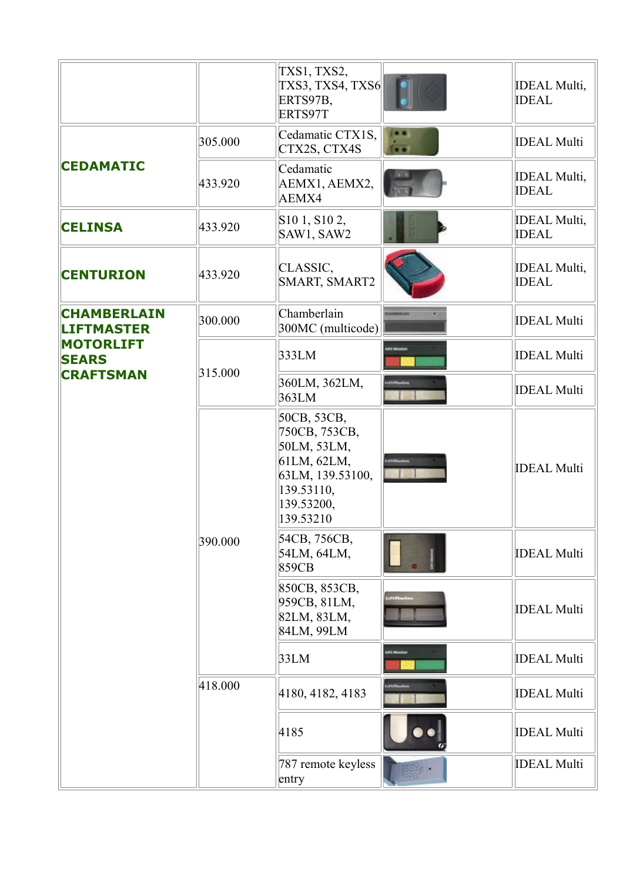| | | | | |
|---|---|---|---|---|
| | | TXS1, TXS2, TXS3, TXS4, TXS6 ERTS97B, ERTS97T | | IDEAL Multi, IDEAL |
| **CEDAMATIC** | 305.000 | Cedamatic CTX1S, CTX2S, CTX4S | | IDEAL Multi |
| | 433.920 | Cedamatic AEMX1, AEMX2, AEMX4 | | IDEAL Multi, IDEAL |
| **CELINSA** | 433.920 | S10 1, S10 2, SAW1, SAW2 | | IDEAL Multi, IDEAL |
| **CENTURION** | 433.920 | CLASSIC, SMART, SMART2 | | IDEAL Multi, IDEAL |
| **CHAMBERLAIN LIFTMASTER MOTORLIFT SEARS CRAFTSMAN** | 300.000 | Chamberlain 300MC (multicode) | | IDEAL Multi |
| | 315.000 | 333LM | | IDEAL Multi |
| | | 360LM, 362LM, 363LM | | IDEAL Multi |
| | 390.000 | 50CB, 53CB, 750CB, 753CB, 50LM, 53LM, 61LM, 62LM, 63LM, 139.53100, 139.53110, 139.53200, 139.53210 | | IDEAL Multi |
| | | 54CB, 756CB, 54LM, 64LM, 859CB | | IDEAL Multi |
| | | 850CB, 853CB, 959CB, 81LM, 82LM, 83LM, 84LM, 99LM | | IDEAL Multi |
| | | 33LM | | IDEAL Multi |
| | 418.000 | 4180, 4182, 4183 | | IDEAL Multi |
| | | 4185 | | IDEAL Multi |
| | | 787 remote keyless entry | | IDEAL Multi |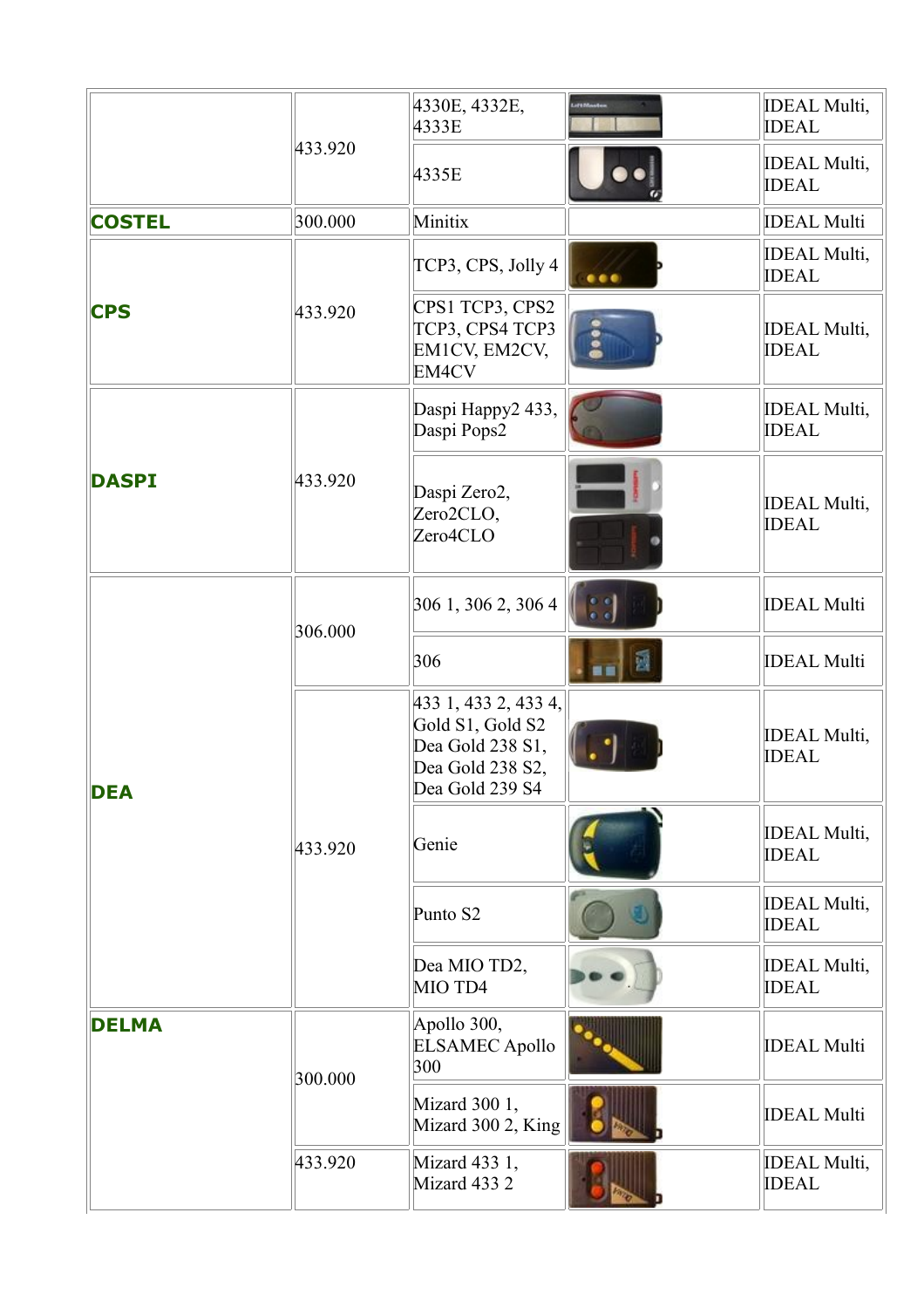| | | | | |
|---|---|---|---|---|
| | 433.920 | 4330E, 4332E, 4333E | | IDEAL Multi, IDEAL |
| | | 4335E | | IDEAL Multi, IDEAL |
| **COSTEL** | 300.000 | Minitix | | IDEAL Multi |
| **CPS** | 433.920 | TCP3, CPS, Jolly 4 | | IDEAL Multi, IDEAL |
| | | CPS1 TCP3, CPS2 TCP3, CPS4 TCP3 EM1CV, EM2CV, EM4CV | | IDEAL Multi, IDEAL |
| **DASPI** | 433.920 | Daspi Happy2 433, Daspi Pops2 | | IDEAL Multi, IDEAL |
| | | Daspi Zero2, Zero2CLO, Zero4CLO | | IDEAL Multi, IDEAL |
| **DEA** | 306.000 | 306 1, 306 2, 306 4 | | IDEAL Multi |
| | | 306 | | IDEAL Multi |
| | 433.920 | 433 1, 433 2, 433 4, Gold S1, Gold S2 Dea Gold 238 S1, Dea Gold 238 S2, Dea Gold 239 S4 | | IDEAL Multi, IDEAL |
| | | Genie | | IDEAL Multi, IDEAL |
| | | Punto S2 | | IDEAL Multi, IDEAL |
| | | Dea MIO TD2, MIO TD4 | | IDEAL Multi, IDEAL |
| **DELMA** | 300.000 | Apollo 300, ELSAMEC Apollo 300 | | IDEAL Multi |
| | | Mizard 300 1, Mizard 300 2, King | | IDEAL Multi |
| | 433.920 | Mizard 433 1, Mizard 433 2 | | IDEAL Multi, IDEAL |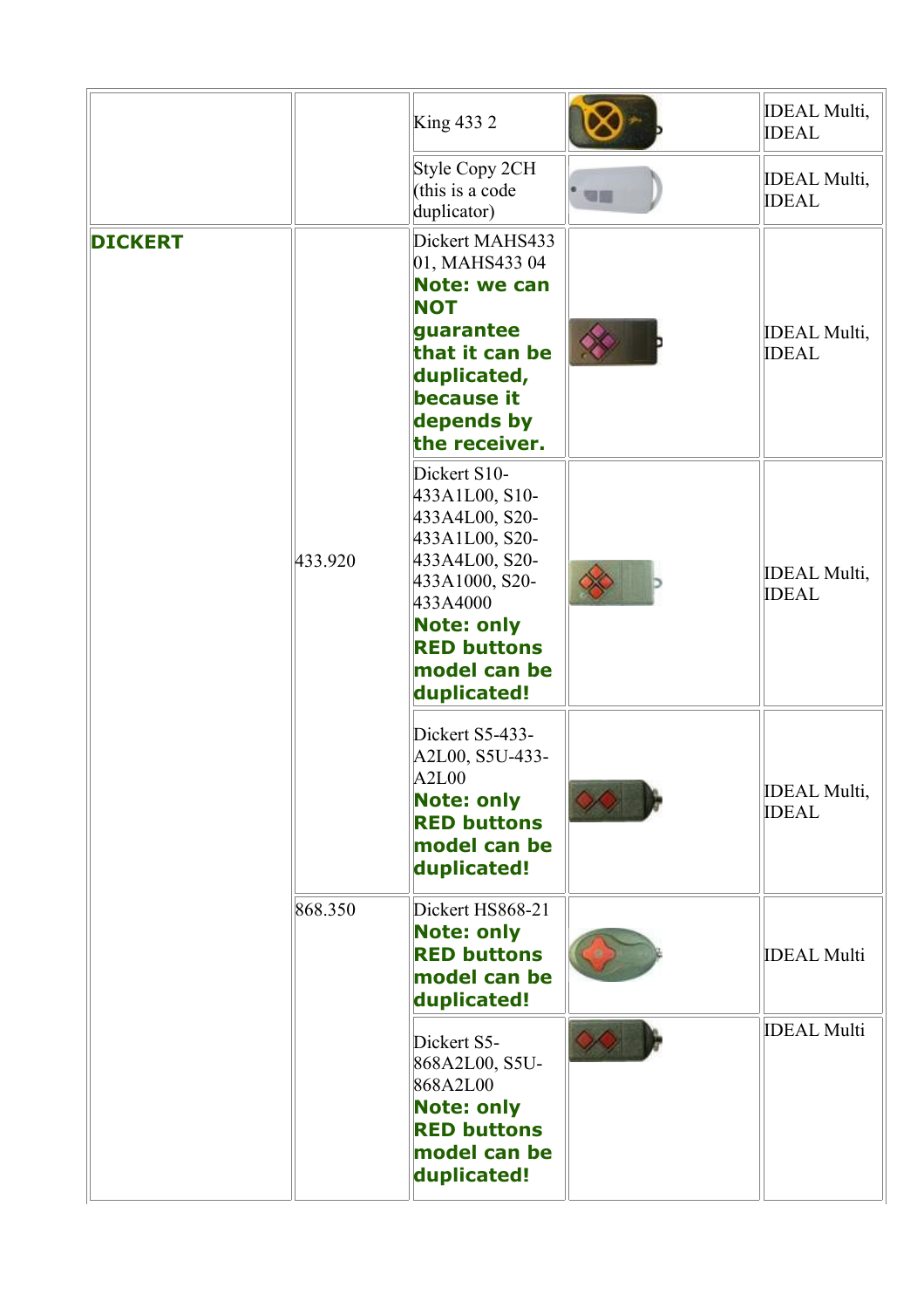| | | | | |
|---|---|---|---|---|
| | | King 433 2 | | IDEAL Multi, IDEAL |
| | | Style Copy 2CH (this is a code duplicator) | | IDEAL Multi, IDEAL |
| **DICKERT** | 433.920 | Dickert MAHS433 01, MAHS433 04 **Note: we can NOT guarantee that it can be duplicated, because it depends by the receiver.** | | IDEAL Multi, IDEAL |
| | | Dickert S10-433A1L00, S10-433A4L00, S20-433A1L00, S20-433A4L00, S20-433A1000, S20-433A4000 **Note: only RED buttons model can be duplicated!** | | IDEAL Multi, IDEAL |
| | | Dickert S5-433-A2L00, S5U-433-A2L00 **Note: only RED buttons model can be duplicated!** | | IDEAL Multi, IDEAL |
| | 868.350 | Dickert HS868-21 **Note: only RED buttons model can be duplicated!** | | IDEAL Multi |
| | | Dickert S5-868A2L00, S5U-868A2L00 **Note: only RED buttons model can be duplicated!** | | IDEAL Multi |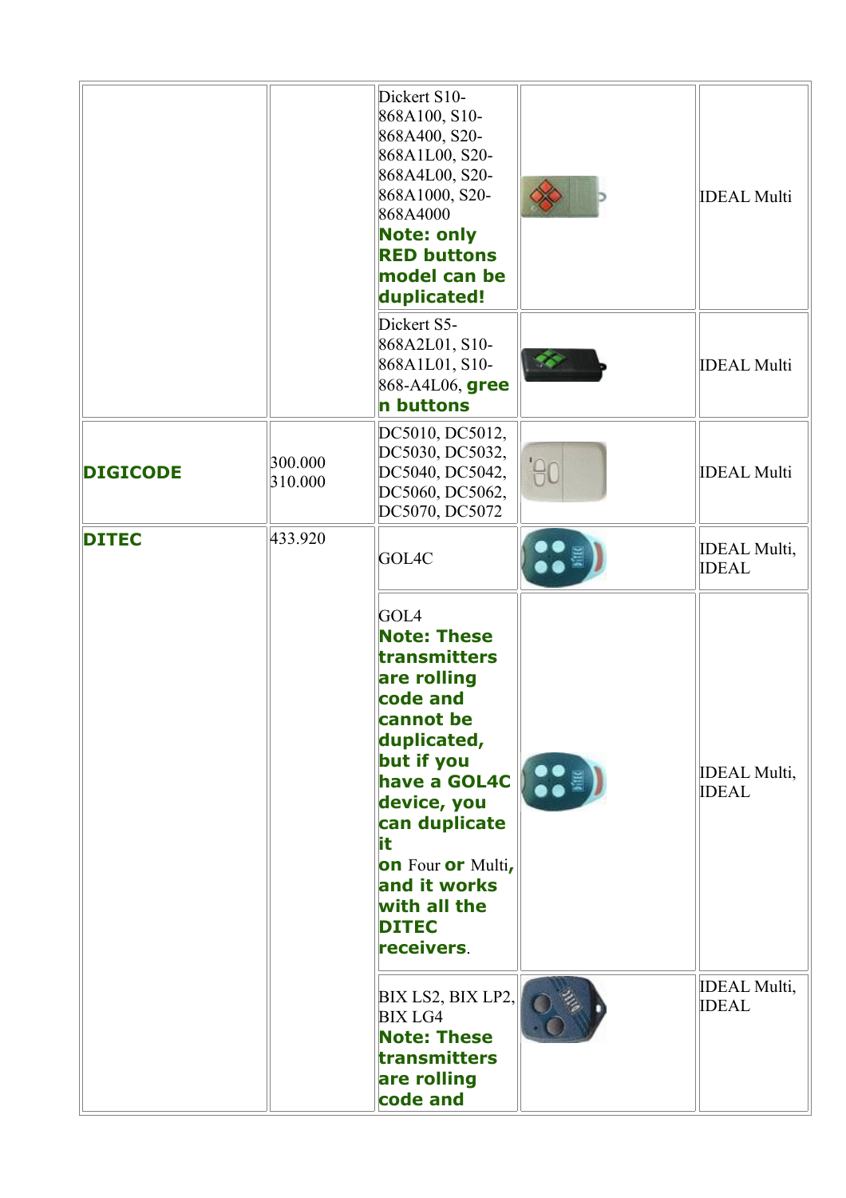| | | | | |
|---|---|---|---|---|
| | | Dickert S10-868A100, S10-868A400, S20-868A1L00, S20-868A4L00, S20-868A1000, S20-868A4000 **Note: only RED buttons model can be duplicated!** | | IDEAL Multi |
| | | Dickert S5-868A2L01, S10-868A1L01, S10-868-A4L06, **green buttons** | | IDEAL Multi |
| **DIGICODE** | 300.000 310.000 | DC5010, DC5012, DC5030, DC5032, DC5040, DC5042, DC5060, DC5062, DC5070, DC5072 | | IDEAL Multi |
| **DITEC** | 433.920 | GOL4C | | IDEAL Multi, IDEAL |
| | | GOL4 **Note: These transmitters are rolling code and cannot be duplicated, but if you have a GOL4C device, you can duplicate it on** Four **or** Multi**, and it works with all the DITEC receivers**. | | IDEAL Multi, IDEAL |
| | | BIX LS2, BIX LP2, BIX LG4 **Note: These transmitters are rolling code and** | | IDEAL Multi, IDEAL |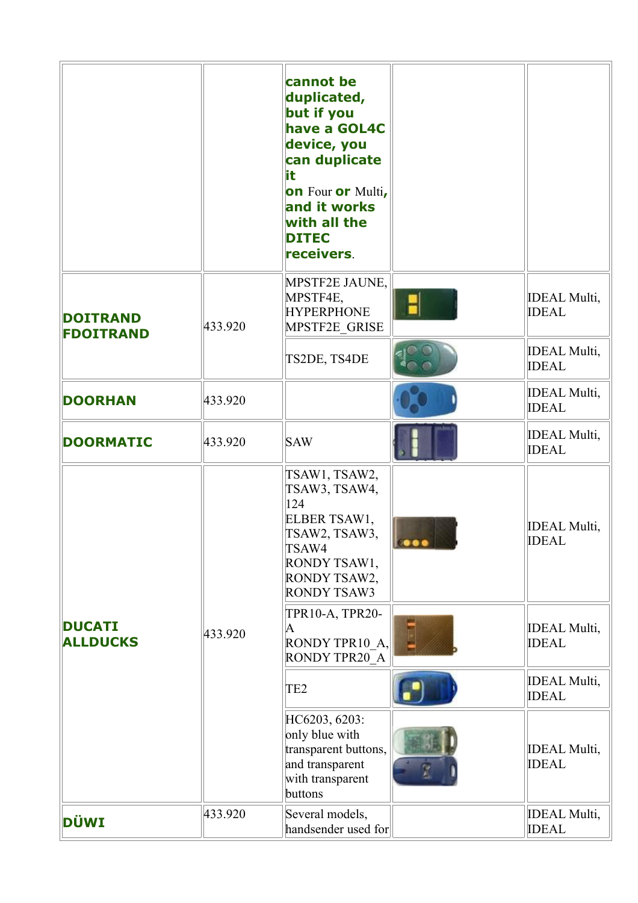|  |  |  |  |  |
|---|---|---|---|---|
|  |  | **cannot be duplicated, but if you have a GOL4C device, you can duplicate it on** Four **or** Multi**, and it works with all the DITEC receivers**. |  |  |
| **DOITRAND FDOITRAND** | 433.920 | MPSTF2E JAUNE, MPSTF4E, HYPERPHONE MPSTF2E_GRISE |  | IDEAL Multi, IDEAL |
|  |  | TS2DE, TS4DE |  | IDEAL Multi, IDEAL |
| **DOORHAN** | 433.920 |  |  | IDEAL Multi, IDEAL |
| **DOORMATIC** | 433.920 | SAW |  | IDEAL Multi, IDEAL |
| **DUCATI ALLDUCKS** | 433.920 | TSAW1, TSAW2, TSAW3, TSAW4, 124 ELBER TSAW1, TSAW2, TSAW3, TSAW4 RONDY TSAW1, RONDY TSAW2, RONDY TSAW3 |  | IDEAL Multi, IDEAL |
|  |  | TPR10-A, TPR20-A RONDY TPR10_A, RONDY TPR20_A |  | IDEAL Multi, IDEAL |
|  |  | TE2 |  | IDEAL Multi, IDEAL |
|  |  | HC6203, 6203: only blue with transparent buttons, and transparent with transparent buttons |  | IDEAL Multi, IDEAL |
| **DÜWI** | 433.920 | Several models, handsender used for |  | IDEAL Multi, IDEAL |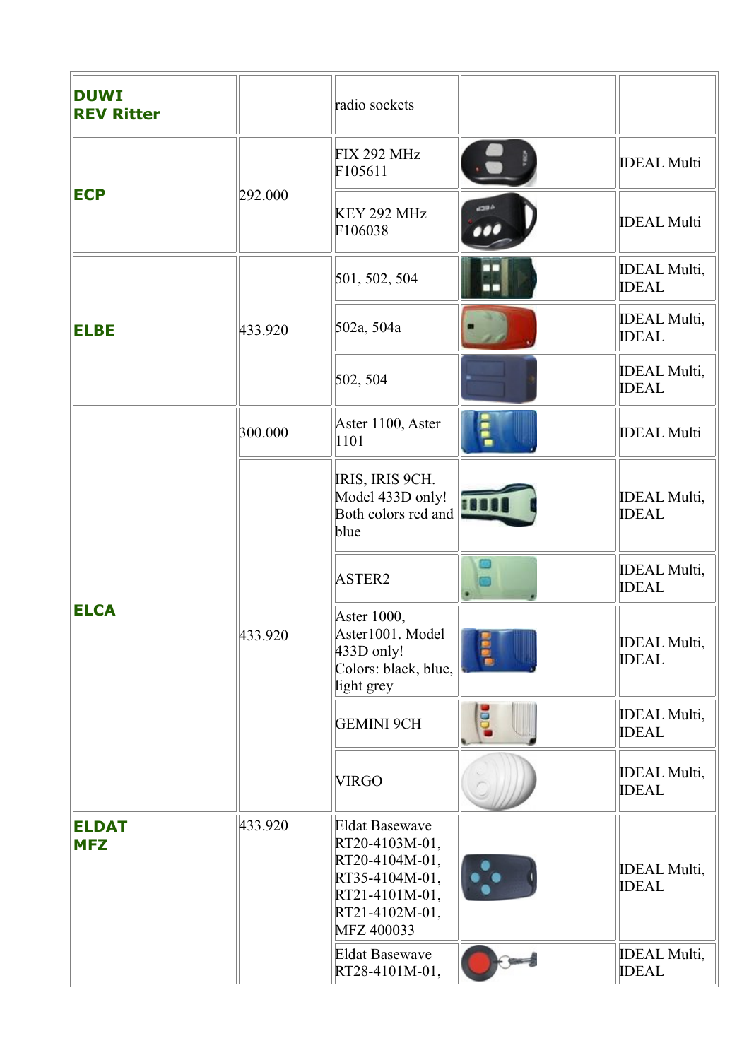| | | | | |
|---|---|---|---|---|
| **DUWI REV Ritter** | | radio sockets | | |
| **ECP** | 292.000 | FIX 292 MHz F105611 | | IDEAL Multi |
| | | KEY 292 MHz F106038 | | IDEAL Multi |
| **ELBE** | 433.920 | 501, 502, 504 | | IDEAL Multi, IDEAL |
| | | 502a, 504a | | IDEAL Multi, IDEAL |
| | | 502, 504 | | IDEAL Multi, IDEAL |
| **ELCA** | 300.000 | Aster 1100, Aster 1101 | | IDEAL Multi |
| | 433.920 | IRIS, IRIS 9CH. Model 433D only! Both colors red and blue | | IDEAL Multi, IDEAL |
| | | ASTER2 | | IDEAL Multi, IDEAL |
| | | Aster 1000, Aster1001. Model 433D only! Colors: black, blue, light grey | | IDEAL Multi, IDEAL |
| | | GEMINI 9CH | | IDEAL Multi, IDEAL |
| | | VIRGO | | IDEAL Multi, IDEAL |
| **ELDAT MFZ** | 433.920 | Eldat Basewave RT20-4103M-01, RT20-4104M-01, RT35-4104M-01, RT21-4101M-01, RT21-4102M-01, MFZ 400033 | | IDEAL Multi, IDEAL |
| | | Eldat Basewave RT28-4101M-01, | | IDEAL Multi, IDEAL |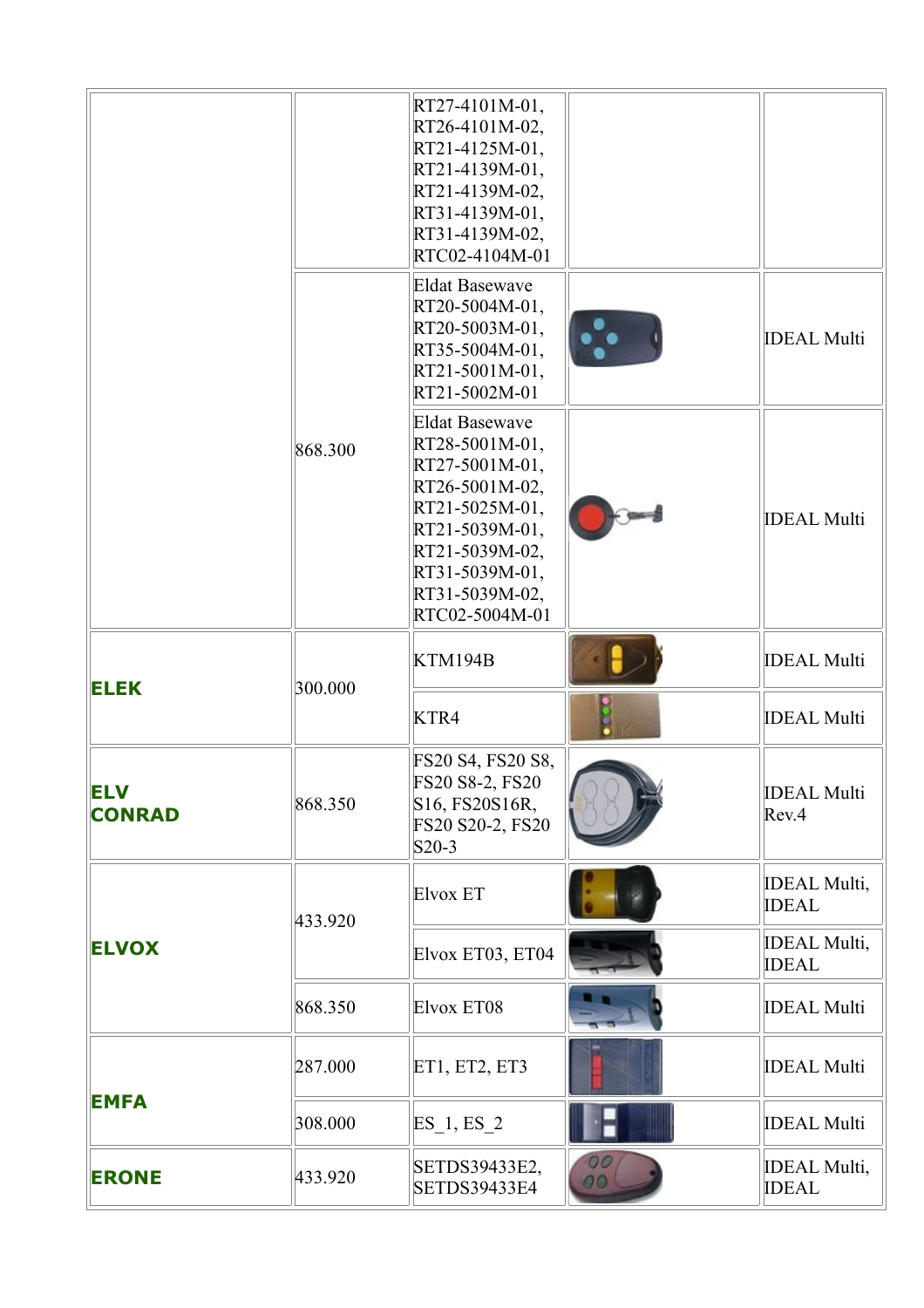| | | | | |
|---|---|---|---|---|
| | | RT27-4101M-01, RT26-4101M-02, RT21-4125M-01, RT21-4139M-01, RT21-4139M-02, RT31-4139M-01, RT31-4139M-02, RTC02-4104M-01 | | |
| | 868.300 | Eldat Basewave RT20-5004M-01, RT20-5003M-01, RT35-5004M-01, RT21-5001M-01, RT21-5002M-01 | | IDEAL Multi |
| | | Eldat Basewave RT28-5001M-01, RT27-5001M-01, RT26-5001M-02, RT21-5025M-01, RT21-5039M-01, RT21-5039M-02, RT31-5039M-01, RT31-5039M-02, RTC02-5004M-01 | | IDEAL Multi |
| **ELEK** | 300.000 | KTM194B | | IDEAL Multi |
| | | KTR4 | | IDEAL Multi |
| **ELV CONRAD** | 868.350 | FS20 S4, FS20 S8, FS20 S8-2, FS20 S16, FS20S16R, FS20 S20-2, FS20 S20-3 | | IDEAL Multi Rev.4 |
| **ELVOX** | 433.920 | Elvox ET | | IDEAL Multi, IDEAL |
| | | Elvox ET03, ET04 | | IDEAL Multi, IDEAL |
| | 868.350 | Elvox ET08 | | IDEAL Multi |
| **EMFA** | 287.000 | ET1, ET2, ET3 | | IDEAL Multi |
| | 308.000 | ES_1, ES_2 | | IDEAL Multi |
| **ERONE** | 433.920 | SETDS39433E2, SETDS39433E4 | | IDEAL Multi, IDEAL |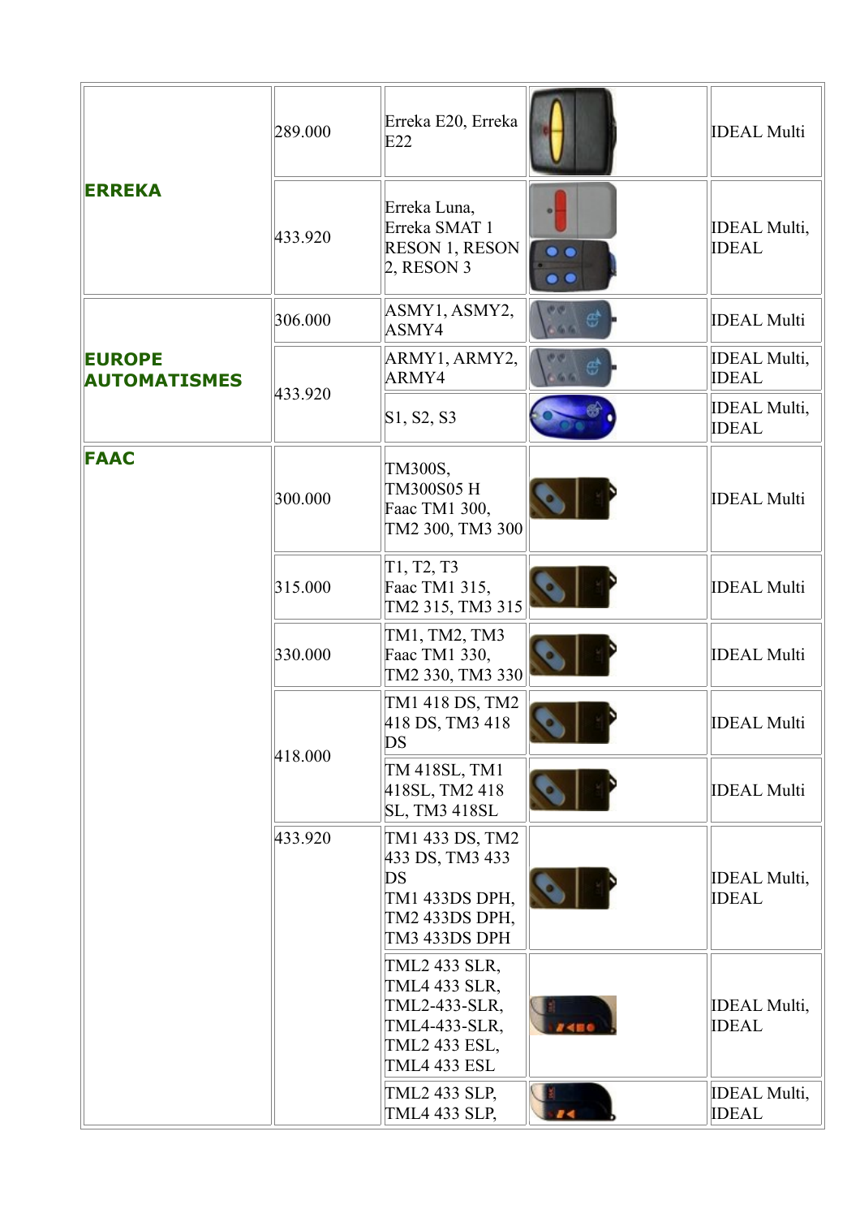| | | | | |
|---|---|---|---|---|
| **ERREKA** | 289.000 | Erreka E20, Erreka E22 | | IDEAL Multi |
| | 433.920 | Erreka Luna, Erreka SMAT 1 RESON 1, RESON 2, RESON 3 | | IDEAL Multi, IDEAL |
| **EUROPE AUTOMATISMES** | 306.000 | ASMY1, ASMY2, ASMY4 | | IDEAL Multi |
| | 433.920 | ARMY1, ARMY2, ARMY4 | | IDEAL Multi, IDEAL |
| | | S1, S2, S3 | | IDEAL Multi, IDEAL |
| **FAAC** | 300.000 | TM300S, TM300S05 H Faac TM1 300, TM2 300, TM3 300 | | IDEAL Multi |
| | 315.000 | T1, T2, T3 Faac TM1 315, TM2 315, TM3 315 | | IDEAL Multi |
| | 330.000 | TM1, TM2, TM3 Faac TM1 330, TM2 330, TM3 330 | | IDEAL Multi |
| | 418.000 | TM1 418 DS, TM2 418 DS, TM3 418 DS | | IDEAL Multi |
| | | TM 418SL, TM1 418SL, TM2 418 SL, TM3 418SL | | IDEAL Multi |
| | 433.920 | TM1 433 DS, TM2 433 DS, TM3 433 DS TM1 433DS DPH, TM2 433DS DPH, TM3 433DS DPH | | IDEAL Multi, IDEAL |
| | | TML2 433 SLR, TML4 433 SLR, TML2-433-SLR, TML4-433-SLR, TML2 433 ESL, TML4 433 ESL | | IDEAL Multi, IDEAL |
| | | TML2 433 SLP, TML4 433 SLP, | | IDEAL Multi, IDEAL |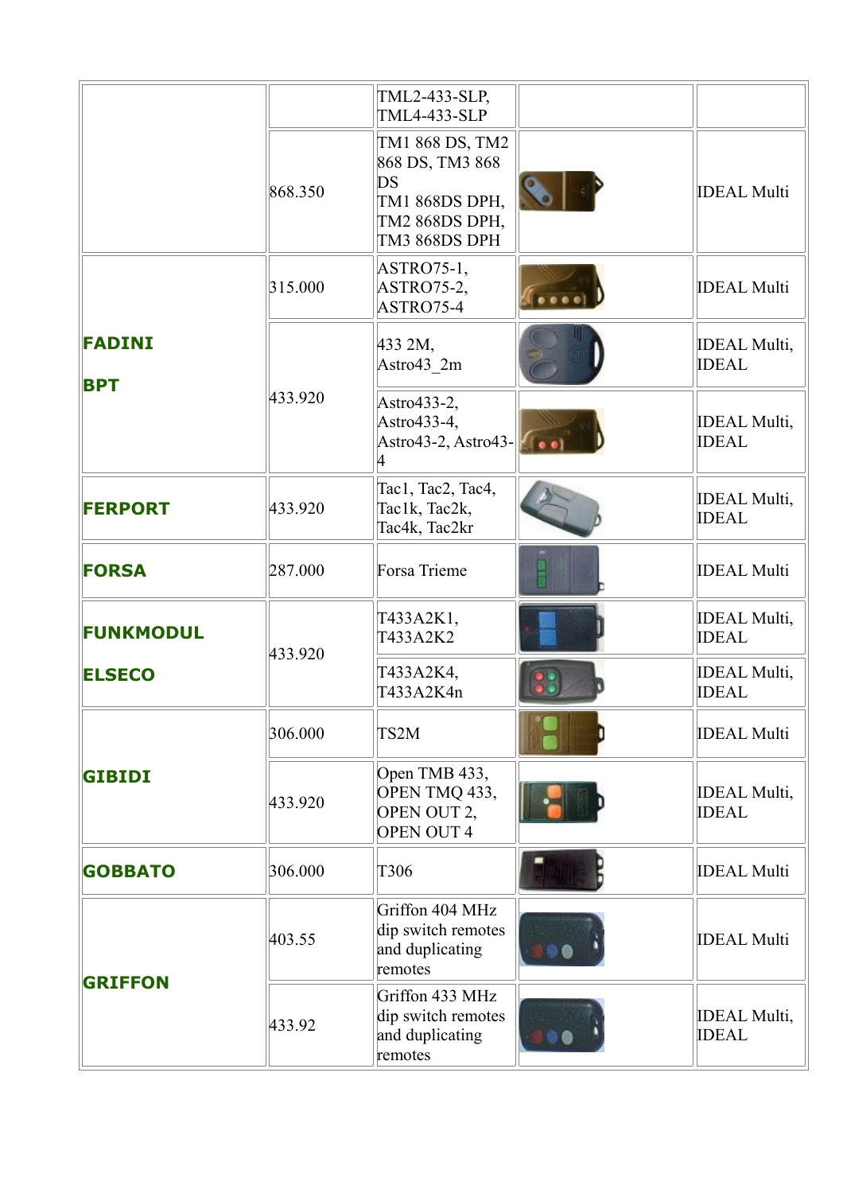| | | | | |
|---|---|---|---|---|
| | | TML2-433-SLP, TML4-433-SLP | | |
| | 868.350 | TM1 868 DS, TM2 868 DS, TM3 868 DS<br>TM1 868DS DPH, TM2 868DS DPH, TM3 868DS DPH | | IDEAL Multi |
| **FADINI**<br><br>**BPT** | 315.000 | ASTRO75-1, ASTRO75-2, ASTRO75-4 | | IDEAL Multi |
| | 433.920 | 433 2M, Astro43_2m | | IDEAL Multi, IDEAL |
| | | Astro433-2, Astro433-4, Astro43-2, Astro43-4 | | IDEAL Multi, IDEAL |
| **FERPORT** | 433.920 | Tac1, Tac2, Tac4, Tac1k, Tac2k, Tac4k, Tac2kr | | IDEAL Multi, IDEAL |
| **FORSA** | 287.000 | Forsa Trieme | | IDEAL Multi |
| **FUNKMODUL**<br><br>**ELSECO** | 433.920 | T433A2K1, T433A2K2 | | IDEAL Multi, IDEAL |
| | | T433A2K4, T433A2K4n | | IDEAL Multi, IDEAL |
| **GIBIDI** | 306.000 | TS2M | | IDEAL Multi |
| | 433.920 | Open TMB 433, OPEN TMQ 433, OPEN OUT 2, OPEN OUT 4 | | IDEAL Multi, IDEAL |
| **GOBBATO** | 306.000 | T306 | | IDEAL Multi |
| **GRIFFON** | 403.55 | Griffon 404 MHz dip switch remotes and duplicating remotes | | IDEAL Multi |
| | 433.92 | Griffon 433 MHz dip switch remotes and duplicating remotes | | IDEAL Multi, IDEAL |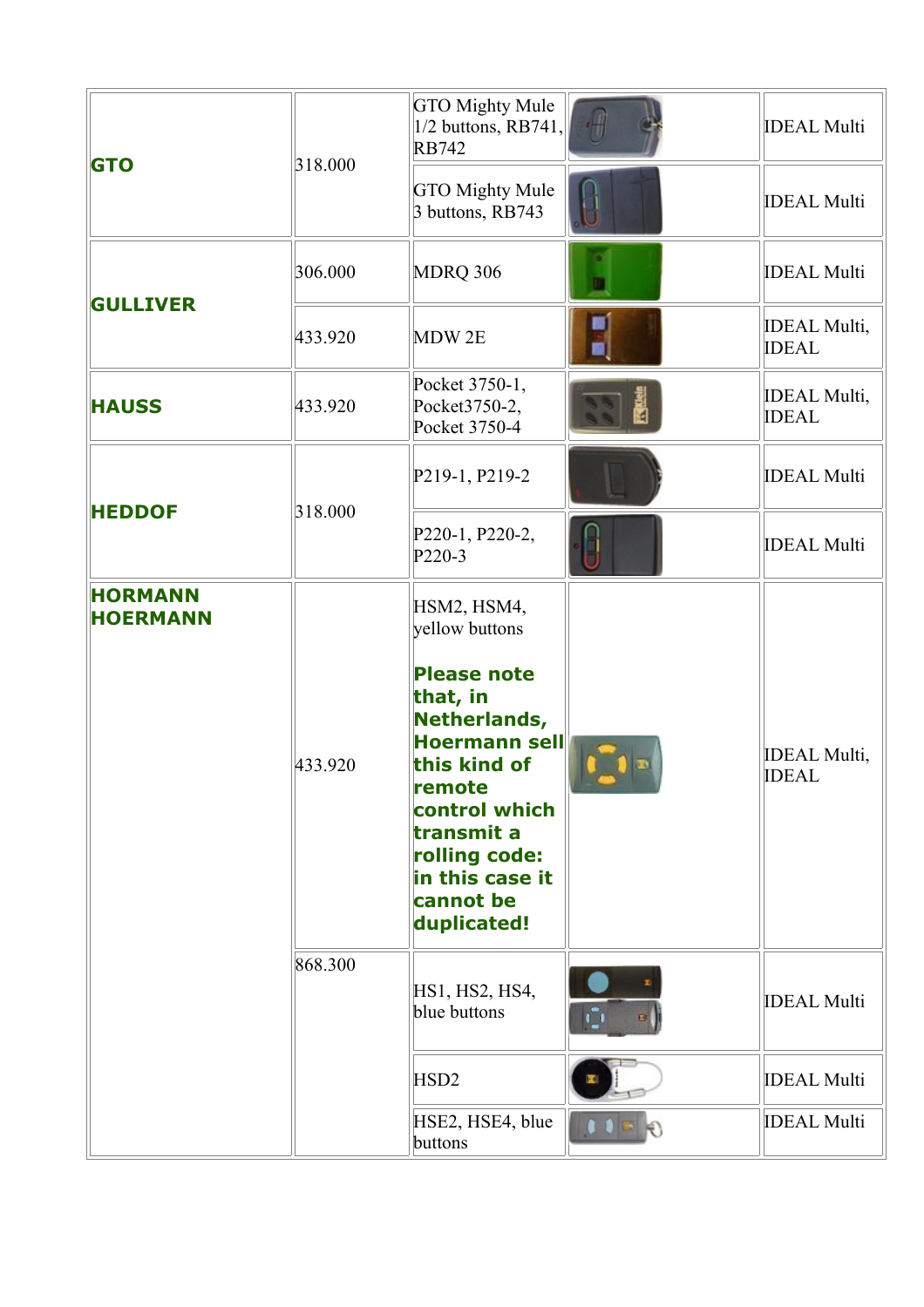| | | | | |
|---|---|---|---|---|
| **GTO** | 318.000 | GTO Mighty Mule 1/2 buttons, RB741, RB742 | | IDEAL Multi |
| | | GTO Mighty Mule 3 buttons, RB743 | | IDEAL Multi |
| **GULLIVER** | 306.000 | MDRQ 306 | | IDEAL Multi |
| | 433.920 | MDW 2E | | IDEAL Multi, IDEAL |
| **HAUSS** | 433.920 | Pocket 3750-1, Pocket3750-2, Pocket 3750-4 | | IDEAL Multi, IDEAL |
| **HEDDOF** | 318.000 | P219-1, P219-2 | | IDEAL Multi |
| | | P220-1, P220-2, P220-3 | | IDEAL Multi |
| **HORMANN HOERMANN** | 433.920 | HSM2, HSM4, yellow buttons<br><br>**Please note that, in Netherlands, Hoermann sell this kind of remote control which transmit a rolling code: in this case it cannot be duplicated!** | | IDEAL Multi, IDEAL |
| | 868.300 | HS1, HS2, HS4, blue buttons | | IDEAL Multi |
| | | HSD2 | | IDEAL Multi |
| | | HSE2, HSE4, blue buttons | | IDEAL Multi |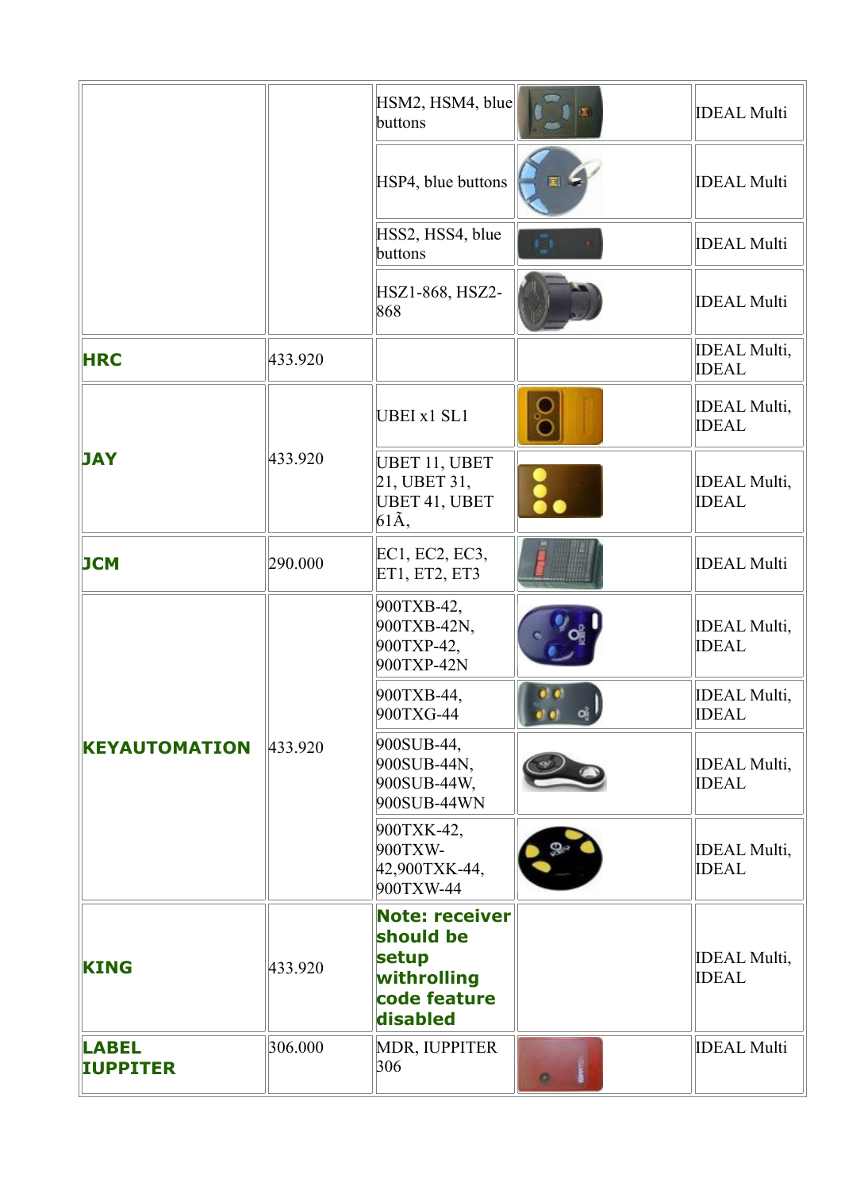| | | | | |
|---|---|---|---|---|
| | | HSM2, HSM4, blue buttons | | IDEAL Multi |
| | | HSP4, blue buttons | | IDEAL Multi |
| | | HSS2, HSS4, blue buttons | | IDEAL Multi |
| | | HSZ1-868, HSZ2-868 | | IDEAL Multi |
| **HRC** | 433.920 | | | IDEAL Multi, IDEAL |
| **JAY** | 433.920 | UBEI x1 SL1 | | IDEAL Multi, IDEAL |
| | | UBET 11, UBET 21, UBET 31, UBET 41, UBET 61Ã, | | IDEAL Multi, IDEAL |
| **JCM** | 290.000 | EC1, EC2, EC3, ET1, ET2, ET3 | | IDEAL Multi |
| **KEYAUTOMATION** | 433.920 | 900TXB-42, 900TXB-42N, 900TXP-42, 900TXP-42N | | IDEAL Multi, IDEAL |
| | | 900TXB-44, 900TXG-44 | | IDEAL Multi, IDEAL |
| | | 900SUB-44, 900SUB-44N, 900SUB-44W, 900SUB-44WN | | IDEAL Multi, IDEAL |
| | | 900TXK-42, 900TXW-42,900TXK-44, 900TXW-44 | | IDEAL Multi, IDEAL |
| **KING** | 433.920 | **Note: receiver should be setup withrolling code feature disabled** | | IDEAL Multi, IDEAL |
| **LABEL IUPPITER** | 306.000 | MDR, IUPPITER 306 | | IDEAL Multi |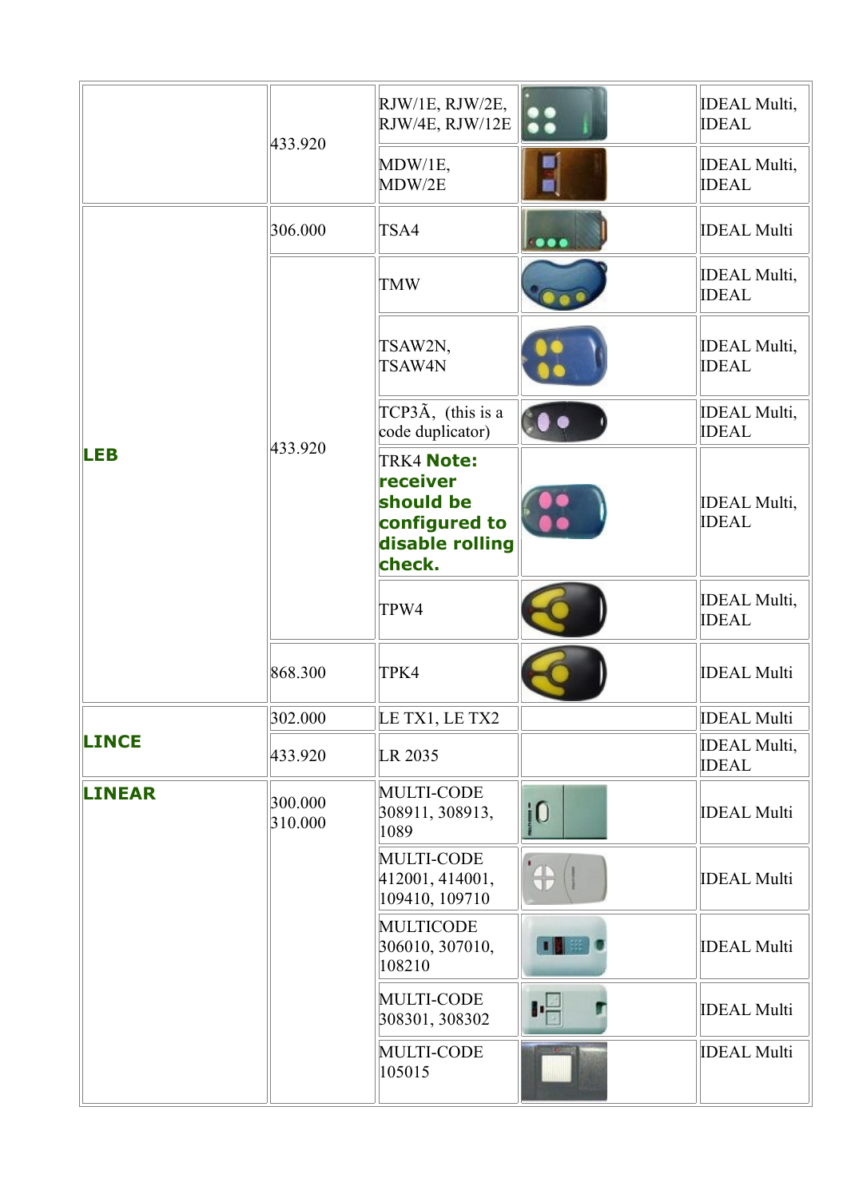| | | | | |
|---|---|---|---|---|
| | 433.920 | RJW/1E, RJW/2E, RJW/4E, RJW/12E | | IDEAL Multi, IDEAL |
| | | MDW/1E, MDW/2E | | IDEAL Multi, IDEAL |
| **LEB** | 306.000 | TSA4 | | IDEAL Multi |
| | 433.920 | TMW | | IDEAL Multi, IDEAL |
| | | TSAW2N, TSAW4N | | IDEAL Multi, IDEAL |
| | | TCP3Ã, (this is a code duplicator) | | IDEAL Multi, IDEAL |
| | | TRK4 **Note: receiver should be configured to disable rolling check.** | | IDEAL Multi, IDEAL |
| | | TPW4 | | IDEAL Multi, IDEAL |
| | 868.300 | TPK4 | | IDEAL Multi |
| **LINCE** | 302.000 | LE TX1, LE TX2 | | IDEAL Multi |
| | 433.920 | LR 2035 | | IDEAL Multi, IDEAL |
| **LINEAR** | 300.000 310.000 | MULTI-CODE 308911, 308913, 1089 | | IDEAL Multi |
| | | MULTI-CODE 412001, 414001, 109410, 109710 | | IDEAL Multi |
| | | MULTICODE 306010, 307010, 108210 | | IDEAL Multi |
| | | MULTI-CODE 308301, 308302 | | IDEAL Multi |
| | | MULTI-CODE 105015 | | IDEAL Multi |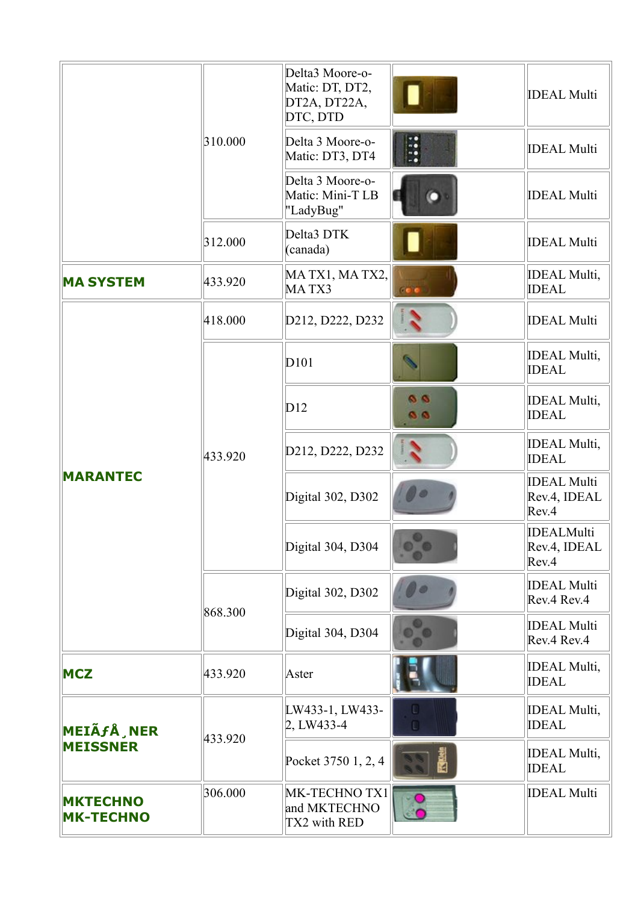| | | | | |
|---|---|---|---|---|
| | 310.000 | Delta3 Moore-o-Matic: DT, DT2, DT2A, DT22A, DTC, DTD | | IDEAL Multi |
| | | Delta 3 Moore-o-Matic: DT3, DT4 | | IDEAL Multi |
| | | Delta 3 Moore-o-Matic: Mini-T LB "LadyBug" | | IDEAL Multi |
| | 312.000 | Delta3 DTK (canada) | | IDEAL Multi |
| **MA SYSTEM** | 433.920 | MA TX1, MA TX2, MA TX3 | | IDEAL Multi, IDEAL |
| **MARANTEC** | 418.000 | D212, D222, D232 | | IDEAL Multi |
| | 433.920 | D101 | | IDEAL Multi, IDEAL |
| | | D12 | | IDEAL Multi, IDEAL |
| | | D212, D222, D232 | | IDEAL Multi, IDEAL |
| | | Digital 302, D302 | | IDEAL Multi Rev.4, IDEAL Rev.4 |
| | | Digital 304, D304 | | IDEALMulti Rev.4, IDEAL Rev.4 |
| | 868.300 | Digital 302, D302 | | IDEAL Multi Rev.4 Rev.4 |
| | | Digital 304, D304 | | IDEAL Multi Rev.4 Rev.4 |
| **MCZ** | 433.920 | Aster | | IDEAL Multi, IDEAL |
| **MEIÃƒÅ¸NER MEISSNER** | 433.920 | LW433-1, LW433-2, LW433-4 | | IDEAL Multi, IDEAL |
| | | Pocket 3750 1, 2, 4 | | IDEAL Multi, IDEAL |
| **MKTECHNO MK-TECHNO** | 306.000 | MK-TECHNO TX1 and MKTECHNO TX2 with RED | | IDEAL Multi |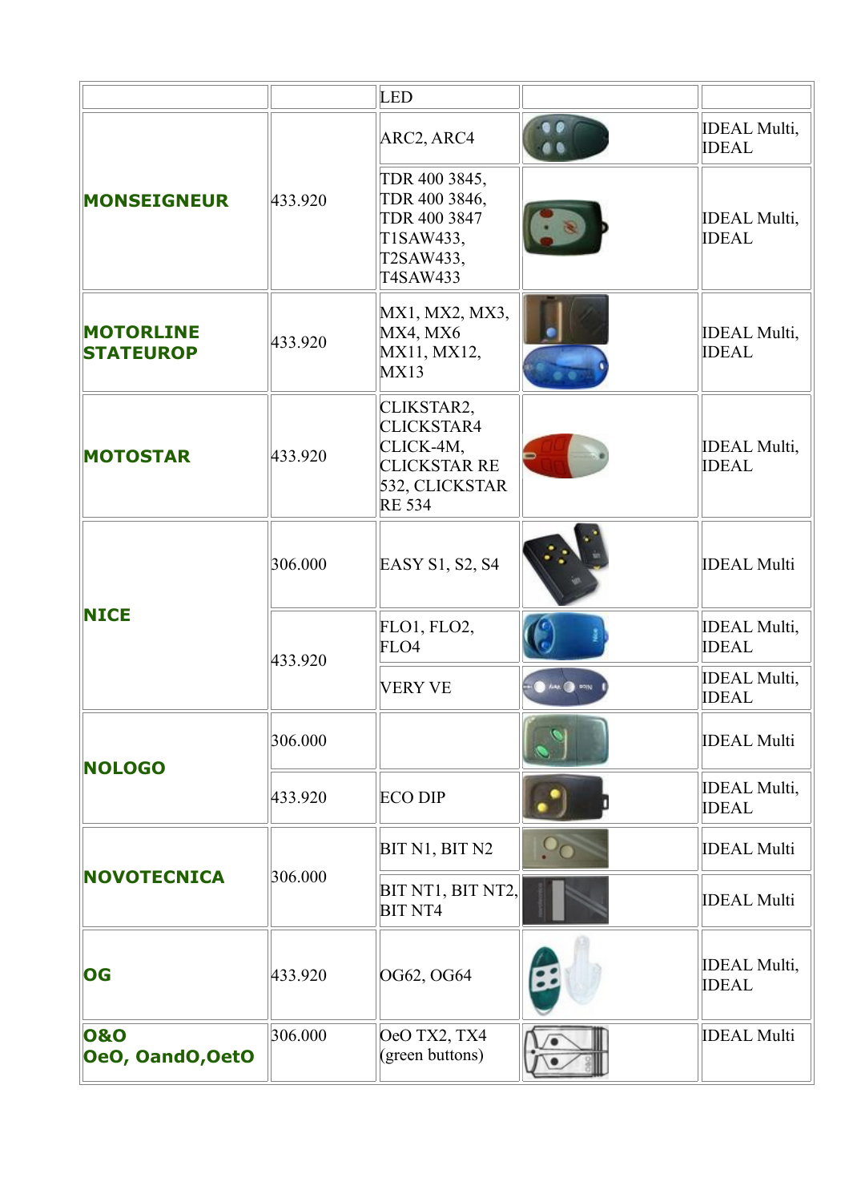| | | LED | | |
|---|---|---|---|---|
| **MONSEIGNEUR** | 433.920 | ARC2, ARC4 | | IDEAL Multi, IDEAL |
| | | TDR 400 3845, TDR 400 3846, TDR 400 3847 T1SAW433, T2SAW433, T4SAW433 | | IDEAL Multi, IDEAL |
| **MOTORLINE STATEUROP** | 433.920 | MX1, MX2, MX3, MX4, MX6 MX11, MX12, MX13 | | IDEAL Multi, IDEAL |
| **MOTOSTAR** | 433.920 | CLIKSTAR2, CLICKSTAR4 CLICK-4M, CLICKSTAR RE 532, CLICKSTAR RE 534 | | IDEAL Multi, IDEAL |
| **NICE** | 306.000 | EASY S1, S2, S4 | | IDEAL Multi |
| | 433.920 | FLO1, FLO2, FLO4 | | IDEAL Multi, IDEAL |
| | | VERY VE | | IDEAL Multi, IDEAL |
| **NOLOGO** | 306.000 | | | IDEAL Multi |
| | 433.920 | ECO DIP | | IDEAL Multi, IDEAL |
| **NOVOTECNICA** | 306.000 | BIT N1, BIT N2 | | IDEAL Multi |
| | | BIT NT1, BIT NT2, BIT NT4 | | IDEAL Multi |
| **OG** | 433.920 | OG62, OG64 | | IDEAL Multi, IDEAL |
| **O&O OeO, OandO,OetO** | 306.000 | OeO TX2, TX4 (green buttons) | | IDEAL Multi |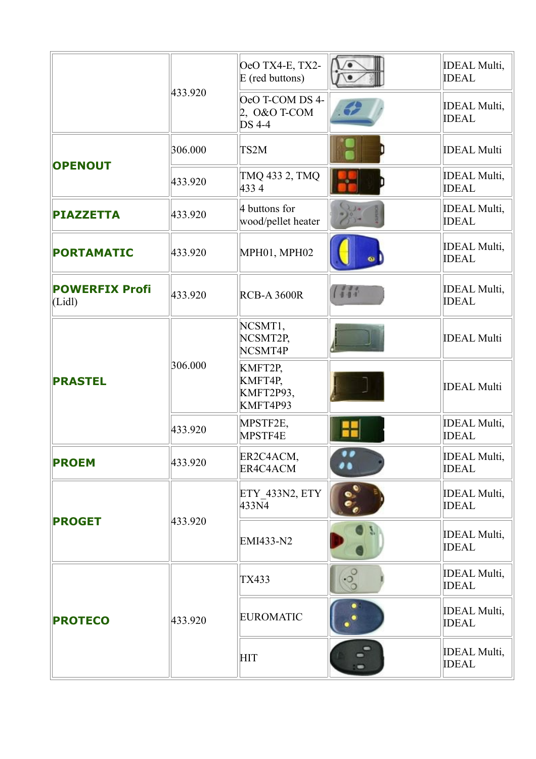| | | | | |
|---|---|---|---|---|
| | 433.920 | OeO TX4-E, TX2-E (red buttons) | | IDEAL Multi, IDEAL |
| | | OeO T-COM DS 4-2, O&O T-COM DS 4-4 | | IDEAL Multi, IDEAL |
| **OPENOUT** | 306.000 | TS2M | | IDEAL Multi |
| | 433.920 | TMQ 433 2, TMQ 433 4 | | IDEAL Multi, IDEAL |
| **PIAZZETTA** | 433.920 | 4 buttons for wood/pellet heater | | IDEAL Multi, IDEAL |
| **PORTAMATIC** | 433.920 | MPH01, MPH02 | | IDEAL Multi, IDEAL |
| **POWERFIX Profi** (Lidl) | 433.920 | RCB-A 3600R | | IDEAL Multi, IDEAL |
| **PRASTEL** | 306.000 | NCSMT1, NCSMT2P, NCSMT4P | | IDEAL Multi |
| | | KMFT2P, KMFT4P, KMFT2P93, KMFT4P93 | | IDEAL Multi |
| | 433.920 | MPSTF2E, MPSTF4E | | IDEAL Multi, IDEAL |
| **PROEM** | 433.920 | ER2C4ACM, ER4C4ACM | | IDEAL Multi, IDEAL |
| **PROGET** | 433.920 | ETY_433N2, ETY 433N4 | | IDEAL Multi, IDEAL |
| | | EMI433-N2 | | IDEAL Multi, IDEAL |
| **PROTECO** | 433.920 | TX433 | | IDEAL Multi, IDEAL |
| | | EUROMATIC | | IDEAL Multi, IDEAL |
| | | HIT | | IDEAL Multi, IDEAL |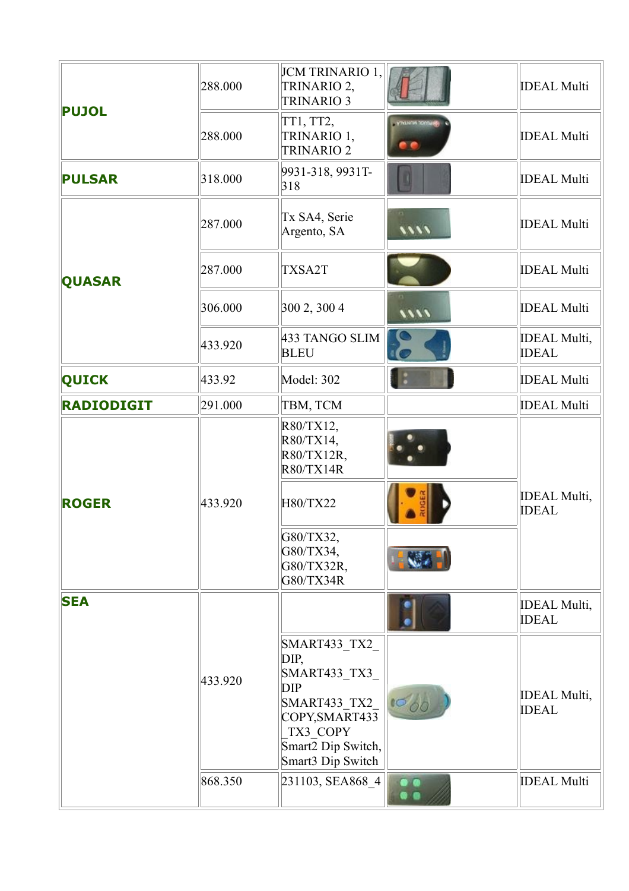| | | | | |
|---|---|---|---|---|
| **PUJOL** | 288.000 | JCM TRINARIO 1, TRINARIO 2, TRINARIO 3 | | IDEAL Multi |
| | 288.000 | TT1, TT2, TRINARIO 1, TRINARIO 2 | | IDEAL Multi |
| **PULSAR** | 318.000 | 9931-318, 9931T-318 | | IDEAL Multi |
| **QUASAR** | 287.000 | Tx SA4, Serie Argento, SA | | IDEAL Multi |
| | 287.000 | TXSA2T | | IDEAL Multi |
| | 306.000 | 300 2, 300 4 | | IDEAL Multi |
| | 433.920 | 433 TANGO SLIM BLEU | | IDEAL Multi, IDEAL |
| **QUICK** | 433.92 | Model: 302 | | IDEAL Multi |
| **RADIODIGIT** | 291.000 | TBM, TCM | | IDEAL Multi |
| **ROGER** | 433.920 | R80/TX12, R80/TX14, R80/TX12R, R80/TX14R | | IDEAL Multi, IDEAL |
| | | H80/TX22 | | |
| | | G80/TX32, G80/TX34, G80/TX32R, G80/TX34R | | |
| **SEA** | 433.920 | | | IDEAL Multi, IDEAL |
| | | SMART433_TX2_DIP, SMART433_TX3_DIP SMART433_TX2_COPY,SMART433_TX3_COPY Smart2 Dip Switch, Smart3 Dip Switch | | IDEAL Multi, IDEAL |
| | 868.350 | 231103, SEA868_4 | | IDEAL Multi |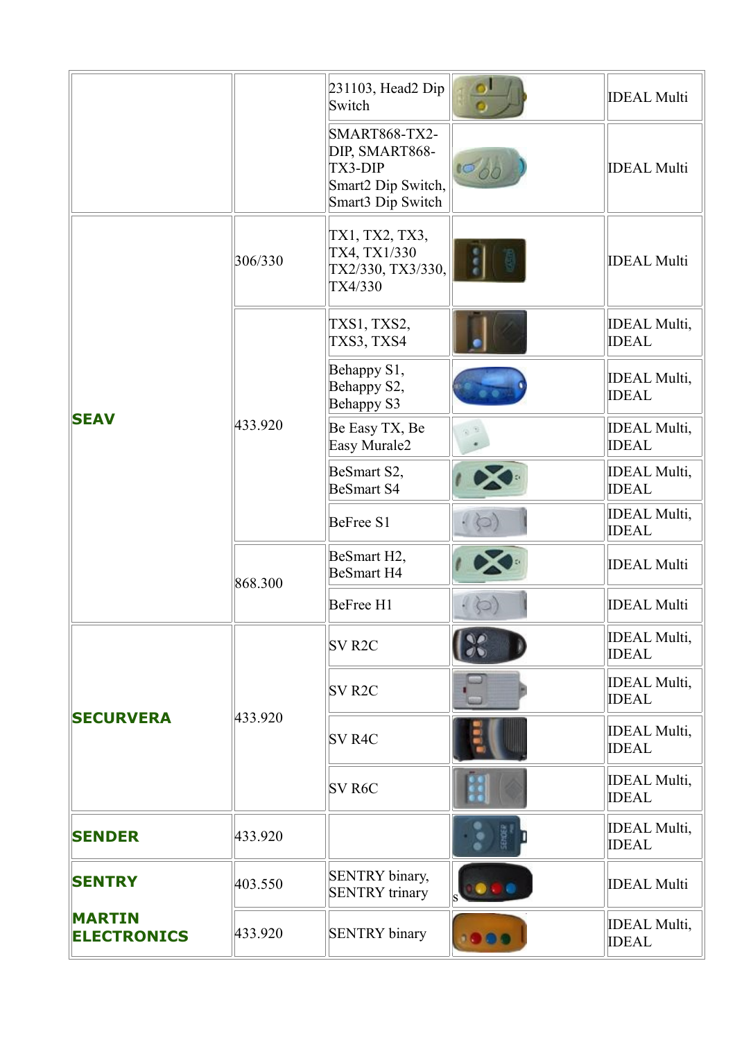| | | | | |
|---|---|---|---|---|
| | | 231103, Head2 Dip Switch | | IDEAL Multi |
| | | SMART868-TX2-DIP, SMART868-TX3-DIP Smart2 Dip Switch, Smart3 Dip Switch | | IDEAL Multi |
| **SEAV** | 306/330 | TX1, TX2, TX3, TX4, TX1/330 TX2/330, TX3/330, TX4/330 | | IDEAL Multi |
| | 433.920 | TXS1, TXS2, TXS3, TXS4 | | IDEAL Multi, IDEAL |
| | | Behappy S1, Behappy S2, Behappy S3 | | IDEAL Multi, IDEAL |
| | | Be Easy TX, Be Easy Murale2 | | IDEAL Multi, IDEAL |
| | | BeSmart S2, BeSmart S4 | | IDEAL Multi, IDEAL |
| | | BeFree S1 | | IDEAL Multi, IDEAL |
| | 868.300 | BeSmart H2, BeSmart H4 | | IDEAL Multi |
| | | BeFree H1 | | IDEAL Multi |
| **SECURVERA** | 433.920 | SV R2C | | IDEAL Multi, IDEAL |
| | | SV R2C | | IDEAL Multi, IDEAL |
| | | SV R4C | | IDEAL Multi, IDEAL |
| | | SV R6C | | IDEAL Multi, IDEAL |
| **SENDER** | 433.920 | | | IDEAL Multi, IDEAL |
| **SENTRY** | 403.550 | SENTRY binary, SENTRY trinary | s | IDEAL Multi |
| **MARTIN ELECTRONICS** | 433.920 | SENTRY binary | | IDEAL Multi, IDEAL |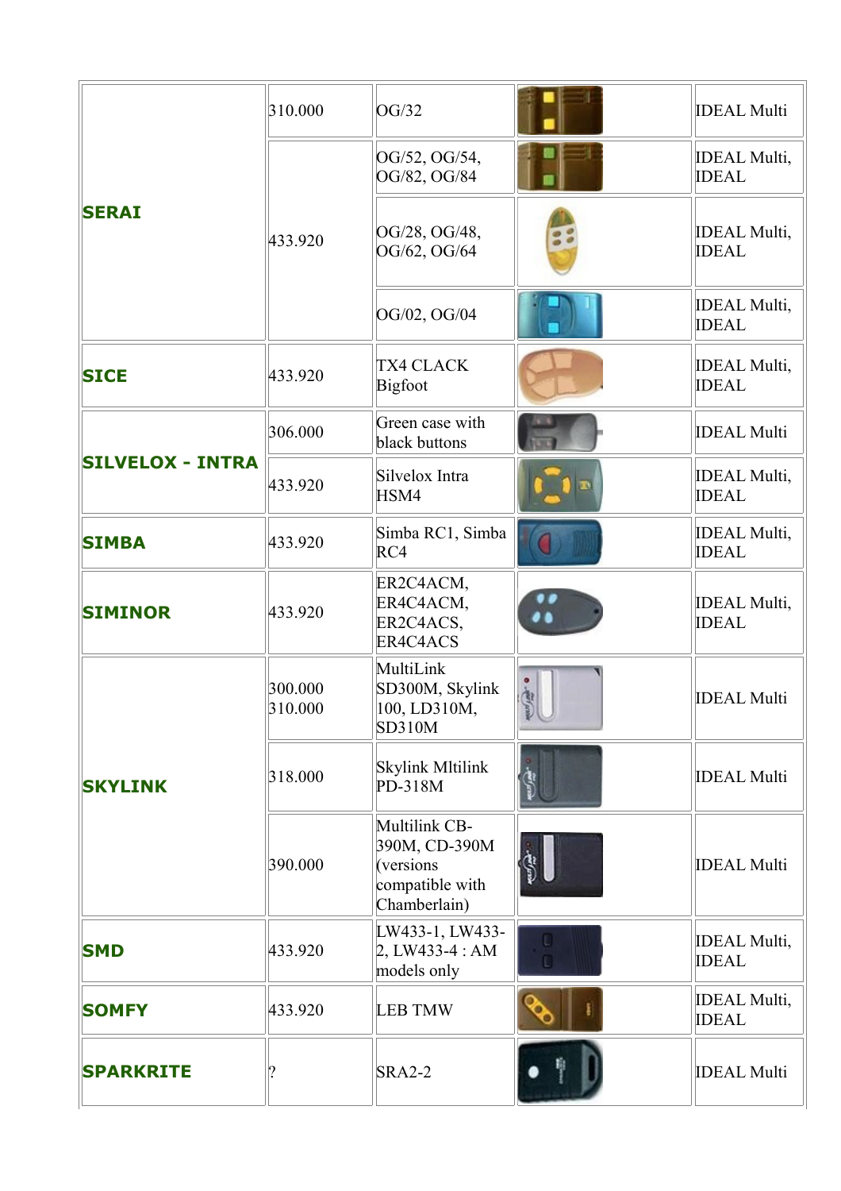| | | | | |
|---|---|---|---|---|
| **SERAI** | 310.000 | OG/32 | | IDEAL Multi |
| | 433.920 | OG/52, OG/54, OG/82, OG/84 | | IDEAL Multi, IDEAL |
| | | OG/28, OG/48, OG/62, OG/64 | | IDEAL Multi, IDEAL |
| | | OG/02, OG/04 | | IDEAL Multi, IDEAL |
| **SICE** | 433.920 | TX4 CLACK Bigfoot | | IDEAL Multi, IDEAL |
| **SILVELOX - INTRA** | 306.000 | Green case with black buttons | | IDEAL Multi |
| | 433.920 | Silvelox Intra HSM4 | | IDEAL Multi, IDEAL |
| **SIMBA** | 433.920 | Simba RC1, Simba RC4 | | IDEAL Multi, IDEAL |
| **SIMINOR** | 433.920 | ER2C4ACM, ER4C4ACM, ER2C4ACS, ER4C4ACS | | IDEAL Multi, IDEAL |
| **SKYLINK** | 300.000 310.000 | MultiLink SD300M, Skylink 100, LD310M, SD310M | | IDEAL Multi |
| | 318.000 | Skylink Mltilink PD-318M | | IDEAL Multi |
| | 390.000 | Multilink CB-390M, CD-390M (versions compatible with Chamberlain) | | IDEAL Multi |
| **SMD** | 433.920 | LW433-1, LW433-2, LW433-4 : AM models only | | IDEAL Multi, IDEAL |
| **SOMFY** | 433.920 | LEB TMW | | IDEAL Multi, IDEAL |
| **SPARKRITE** | ? | SRA2-2 | | IDEAL Multi |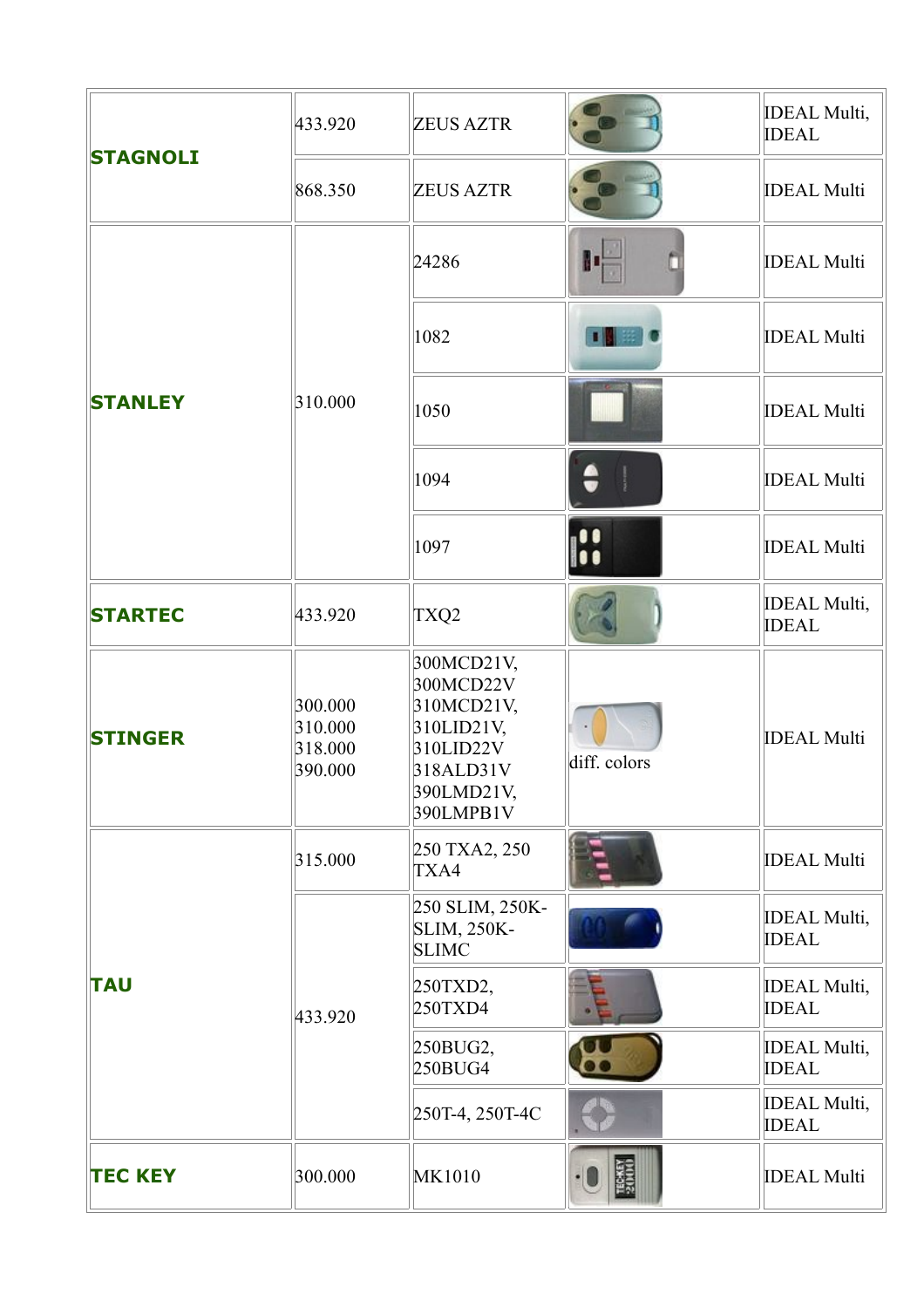| | | | | |
|---|---|---|---|---|
| **STAGNOLI** | 433.920 | ZEUS AZTR | | IDEAL Multi, IDEAL |
| | 868.350 | ZEUS AZTR | | IDEAL Multi |
| **STANLEY** | 310.000 | 24286 | | IDEAL Multi |
| | | 1082 | | IDEAL Multi |
| | | 1050 | | IDEAL Multi |
| | | 1094 | | IDEAL Multi |
| | | 1097 | | IDEAL Multi |
| **STARTEC** | 433.920 | TXQ2 | | IDEAL Multi, IDEAL |
| **STINGER** | 300.000 310.000 318.000 390.000 | 300MCD21V, 300MCD22V 310MCD21V, 310LID21V, 310LID22V 318ALD31V 390LMD21V, 390LMPB1V | diff. colors | IDEAL Multi |
| **TAU** | 315.000 | 250 TXA2, 250 TXA4 | | IDEAL Multi |
| | 433.920 | 250 SLIM, 250K-SLIM, 250K-SLIMC | | IDEAL Multi, IDEAL |
| | | 250TXD2, 250TXD4 | | IDEAL Multi, IDEAL |
| | | 250BUG2, 250BUG4 | | IDEAL Multi, IDEAL |
| | | 250T-4, 250T-4C | | IDEAL Multi, IDEAL |
| **TEC KEY** | 300.000 | MK1010 | | IDEAL Multi |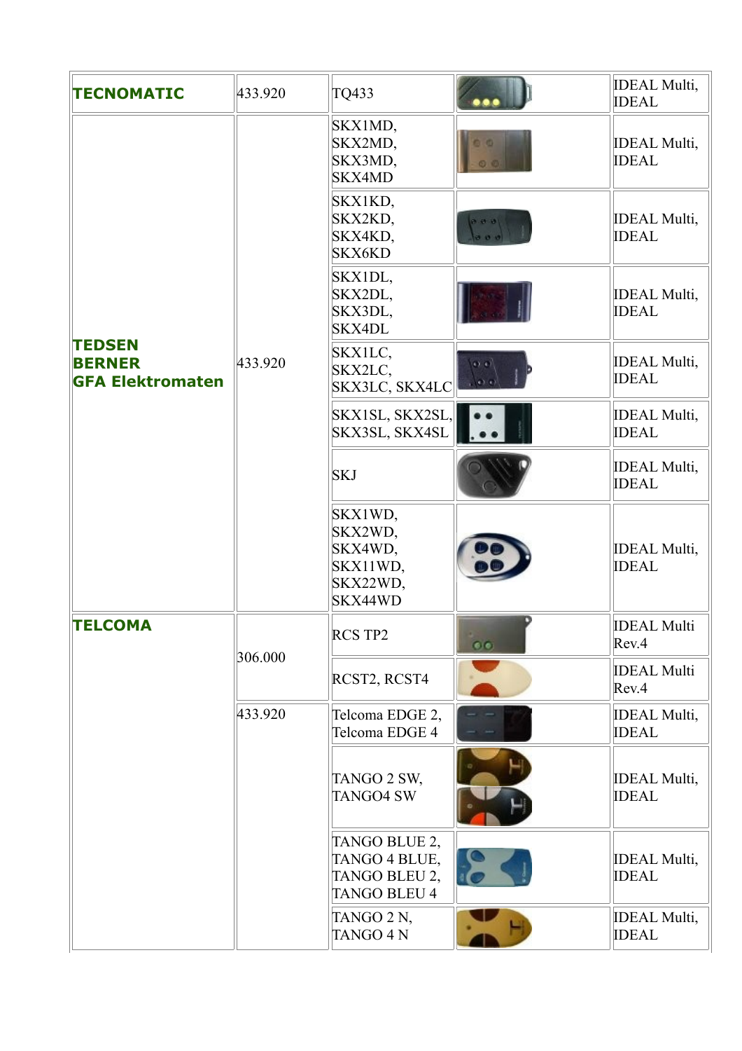| | | | | |
|---|---|---|---|---|
| **TECNOMATIC** | 433.920 | TQ433 | | IDEAL Multi, IDEAL |
| **TEDSEN BERNER GFA Elektromaten** | 433.920 | SKX1MD, SKX2MD, SKX3MD, SKX4MD | | IDEAL Multi, IDEAL |
| | | SKX1KD, SKX2KD, SKX4KD, SKX6KD | | IDEAL Multi, IDEAL |
| | | SKX1DL, SKX2DL, SKX3DL, SKX4DL | | IDEAL Multi, IDEAL |
| | | SKX1LC, SKX2LC, SKX3LC, SKX4LC | | IDEAL Multi, IDEAL |
| | | SKX1SL, SKX2SL, SKX3SL, SKX4SL | | IDEAL Multi, IDEAL |
| | | SKJ | | IDEAL Multi, IDEAL |
| | | SKX1WD, SKX2WD, SKX4WD, SKX11WD, SKX22WD, SKX44WD | | IDEAL Multi, IDEAL |
| **TELCOMA** | 306.000 | RCS TP2 | | IDEAL Multi Rev.4 |
| | | RCST2, RCST4 | | IDEAL Multi Rev.4 |
| | 433.920 | Telcoma EDGE 2, Telcoma EDGE 4 | | IDEAL Multi, IDEAL |
| | | TANGO 2 SW, TANGO4 SW | | IDEAL Multi, IDEAL |
| | | TANGO BLUE 2, TANGO 4 BLUE, TANGO BLEU 2, TANGO BLEU 4 | | IDEAL Multi, IDEAL |
| | | TANGO 2 N, TANGO 4 N | | IDEAL Multi, IDEAL |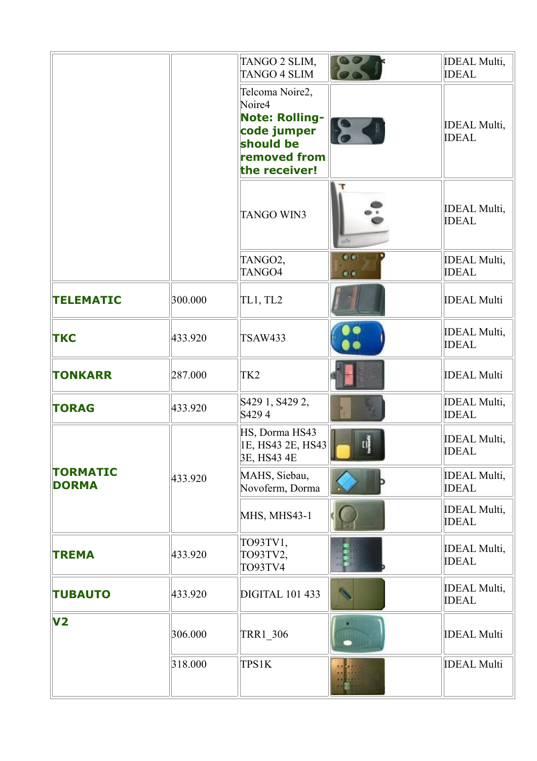| | | | | |
|---|---|---|---|---|
| | | TANGO 2 SLIM, TANGO 4 SLIM | | IDEAL Multi, IDEAL |
| | | Telcoma Noire2, Noire4 **Note: Rolling-code jumper should be removed from the receiver!** | | IDEAL Multi, IDEAL |
| | | TANGO WIN3 | | IDEAL Multi, IDEAL |
| | | TANGO2, TANGO4 | | IDEAL Multi, IDEAL |
| **TELEMATIC** | 300.000 | TL1, TL2 | | IDEAL Multi |
| **TKC** | 433.920 | TSAW433 | | IDEAL Multi, IDEAL |
| **TONKARR** | 287.000 | TK2 | | IDEAL Multi |
| **TORAG** | 433.920 | S429 1, S429 2, S429 4 | | IDEAL Multi, IDEAL |
| **TORMATIC DORMA** | 433.920 | HS, Dorma HS43 1E, HS43 2E, HS43 3E, HS43 4E | | IDEAL Multi, IDEAL |
| | | MAHS, Siebau, Novoferm, Dorma | | IDEAL Multi, IDEAL |
| | | MHS, MHS43-1 | | IDEAL Multi, IDEAL |
| **TREMA** | 433.920 | TO93TV1, TO93TV2, TO93TV4 | | IDEAL Multi, IDEAL |
| **TUBAUTO** | 433.920 | DIGITAL 101 433 | | IDEAL Multi, IDEAL |
| **V2** | 306.000 | TRR1_306 | | IDEAL Multi |
| | 318.000 | TPS1K | | IDEAL Multi |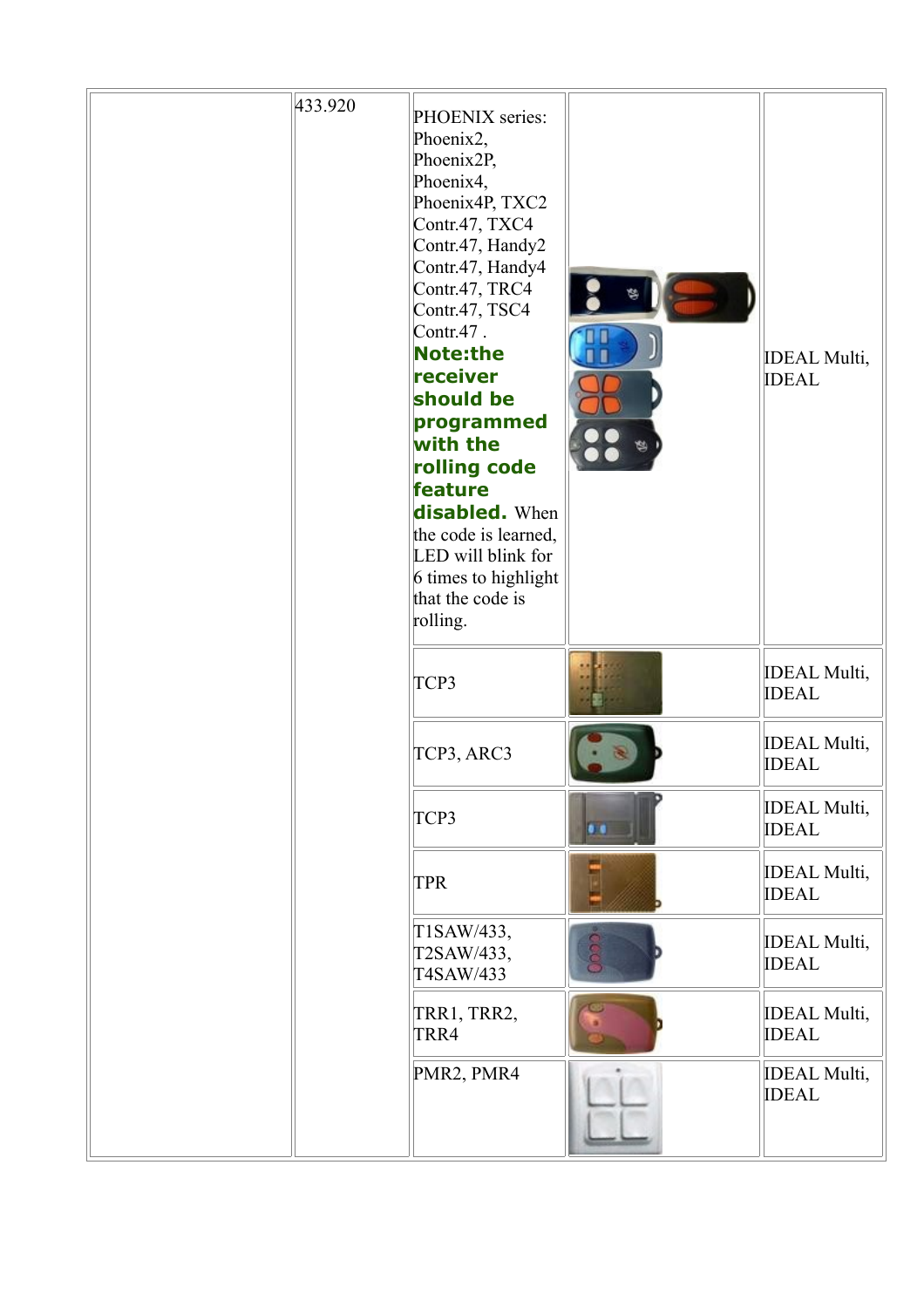| | | | | |
|---|---|---|---|---|
| | 433.920 | PHOENIX series: Phoenix2, Phoenix2P, Phoenix4, Phoenix4P, TXC2 Contr.47, TXC4 Contr.47, Handy2 Contr.47, Handy4 Contr.47, TRC4 Contr.47, TSC4 Contr.47 . **Note:the receiver should be programmed with the rolling code feature disabled.** When the code is learned, LED will blink for 6 times to highlight that the code is rolling. | | IDEAL Multi, IDEAL |
| | | TCP3 | | IDEAL Multi, IDEAL |
| | | TCP3, ARC3 | | IDEAL Multi, IDEAL |
| | | TCP3 | | IDEAL Multi, IDEAL |
| | | TPR | | IDEAL Multi, IDEAL |
| | | T1SAW/433, T2SAW/433, T4SAW/433 | | IDEAL Multi, IDEAL |
| | | TRR1, TRR2, TRR4 | | IDEAL Multi, IDEAL |
| | | PMR2, PMR4 | | IDEAL Multi, IDEAL |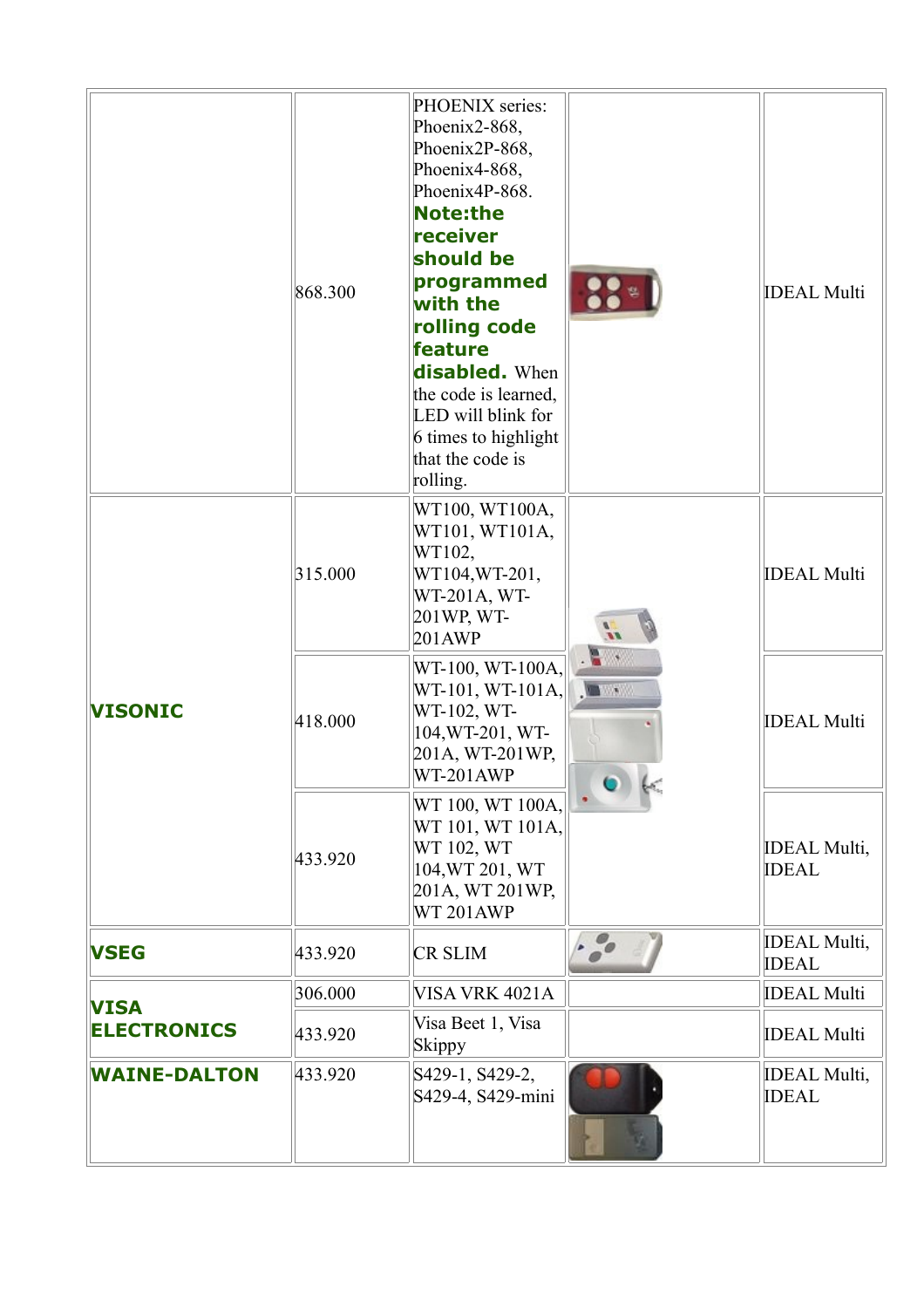| | | | | |
|---|---|---|---|---|
| | 868.300 | PHOENIX series: Phoenix2-868, Phoenix2P-868, Phoenix4-868, Phoenix4P-868. **Note:the receiver should be programmed with the rolling code feature disabled.** When the code is learned, LED will blink for 6 times to highlight that the code is rolling. | | IDEAL Multi |
| **VISONIC** | 315.000 | WT100, WT100A, WT101, WT101A, WT102, WT104,WT-201, WT-201A, WT-201WP, WT-201AWP | | IDEAL Multi |
| | 418.000 | WT-100, WT-100A, WT-101, WT-101A, WT-102, WT-104,WT-201, WT-201A, WT-201WP, WT-201AWP | | IDEAL Multi |
| | 433.920 | WT 100, WT 100A, WT 101, WT 101A, WT 102, WT 104,WT 201, WT 201A, WT 201WP, WT 201AWP | | IDEAL Multi, IDEAL |
| **VSEG** | 433.920 | CR SLIM | | IDEAL Multi, IDEAL |
| **VISA ELECTRONICS** | 306.000 | VISA VRK 4021A | | IDEAL Multi |
| | 433.920 | Visa Beet 1, Visa Skippy | | IDEAL Multi |
| **WAINE-DALTON** | 433.920 | S429-1, S429-2, S429-4, S429-mini | | IDEAL Multi, IDEAL |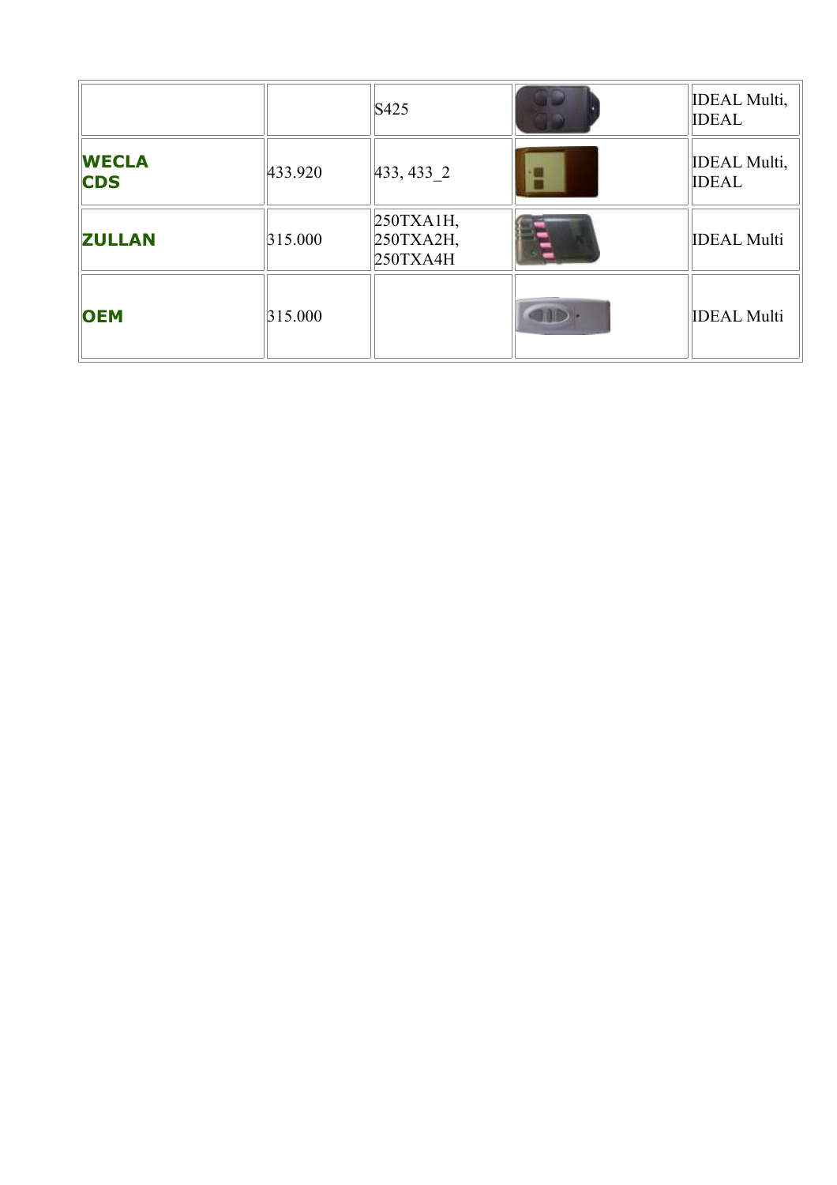| | | | | |
|---|---|---|---|---|
| | | S425 | | IDEAL Multi, IDEAL |
| **WECLA CDS** | 433.920 | 433, 433_2 | | IDEAL Multi, IDEAL |
| **ZULLAN** | 315.000 | 250TXA1H, 250TXA2H, 250TXA4H | | IDEAL Multi |
| **OEM** | 315.000 | | | IDEAL Multi |